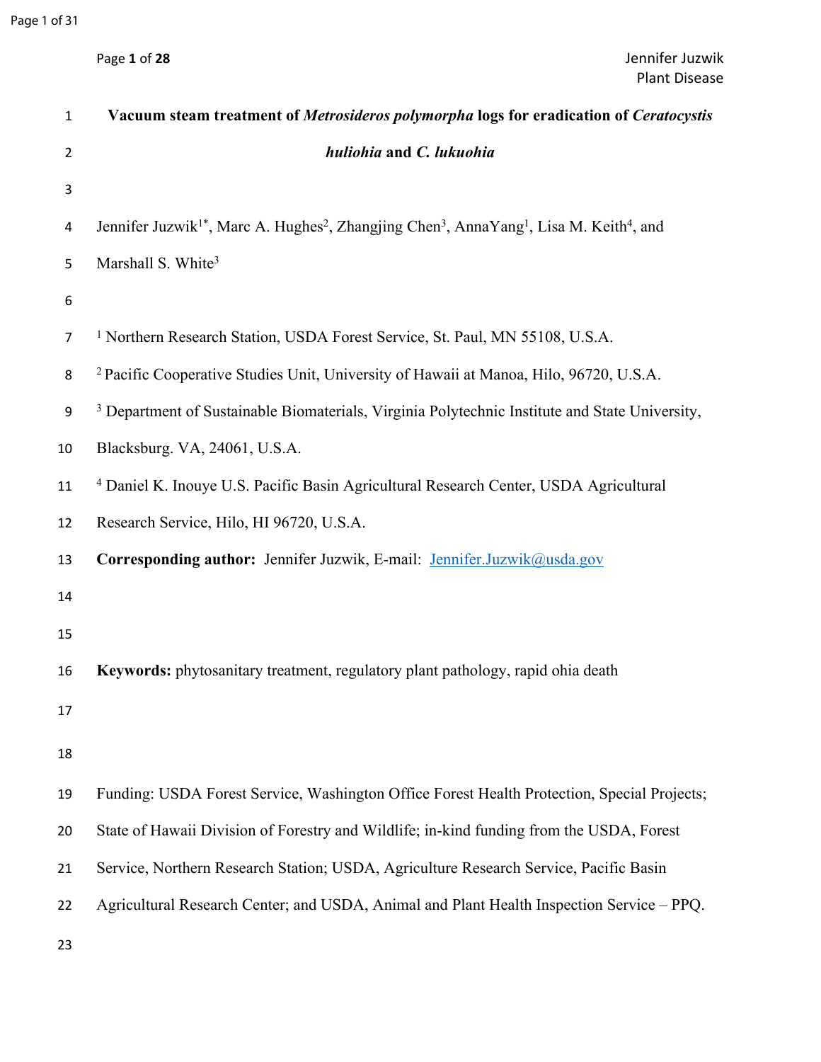# Vacuum steam treatment of *Metrosideros polymorpha* logs for eradication of *Ceratocystis huliohia* and *C. lukuohia*

Jennifer Juzwik[1*], Marc A. Hughes[2], Zhangjing Chen[3], AnnaYang[1], Lisa M. Keith[4], and Marshall S. White[3]

[1] Northern Research Station, USDA Forest Service, St. Paul, MN 55108, U.S.A.

[2] Pacific Cooperative Studies Unit, University of Hawaii at Manoa, Hilo, 96720, U.S.A.

[3] Department of Sustainable Biomaterials, Virginia Polytechnic Institute and State University, Blacksburg. VA, 24061, U.S.A.

[4] Daniel K. Inouye U.S. Pacific Basin Agricultural Research Center, USDA Agricultural Research Service, Hilo, HI 96720, U.S.A.

**Corresponding author:** Jennifer Juzwik, E-mail: Jennifer.Juzwik@usda.gov

**Keywords:** phytosanitary treatment, regulatory plant pathology, rapid ohia death

Funding: USDA Forest Service, Washington Office Forest Health Protection, Special Projects; State of Hawaii Division of Forestry and Wildlife; in-kind funding from the USDA, Forest Service, Northern Research Station; USDA, Agriculture Research Service, Pacific Basin Agricultural Research Center; and USDA, Animal and Plant Health Inspection Service – PPQ.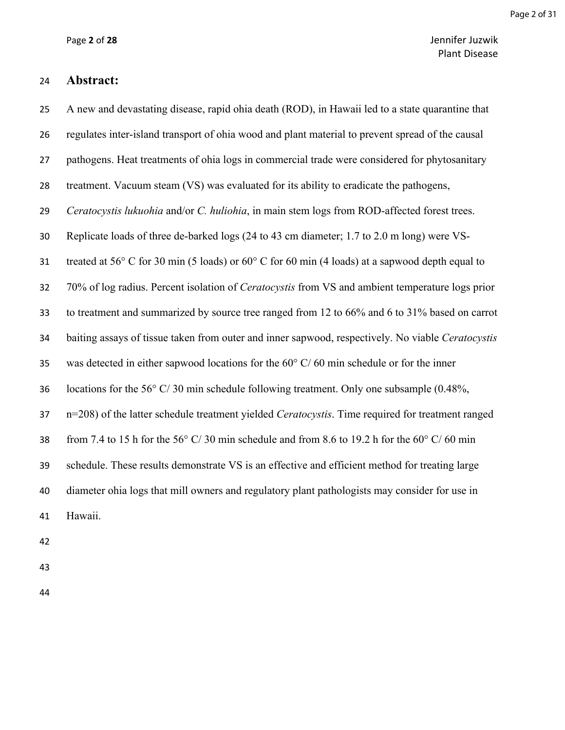## Abstract:

A new and devastating disease, rapid ohia death (ROD), in Hawaii led to a state quarantine that regulates inter-island transport of ohia wood and plant material to prevent spread of the causal pathogens. Heat treatments of ohia logs in commercial trade were considered for phytosanitary treatment. Vacuum steam (VS) was evaluated for its ability to eradicate the pathogens, *Ceratocystis lukuohia* and/or *C. huliohia*, in main stem logs from ROD-affected forest trees. Replicate loads of three de-barked logs (24 to 43 cm diameter; 1.7 to 2.0 m long) were VS-treated at 56° C for 30 min (5 loads) or 60° C for 60 min (4 loads) at a sapwood depth equal to 70% of log radius. Percent isolation of *Ceratocystis* from VS and ambient temperature logs prior to treatment and summarized by source tree ranged from 12 to 66% and 6 to 31% based on carrot baiting assays of tissue taken from outer and inner sapwood, respectively. No viable *Ceratocystis* was detected in either sapwood locations for the 60° C/ 60 min schedule or for the inner locations for the 56° C/ 30 min schedule following treatment. Only one subsample (0.48%, n=208) of the latter schedule treatment yielded *Ceratocystis*. Time required for treatment ranged from 7.4 to 15 h for the 56° C/ 30 min schedule and from 8.6 to 19.2 h for the 60° C/ 60 min schedule. These results demonstrate VS is an effective and efficient method for treating large diameter ohia logs that mill owners and regulatory plant pathologists may consider for use in Hawaii.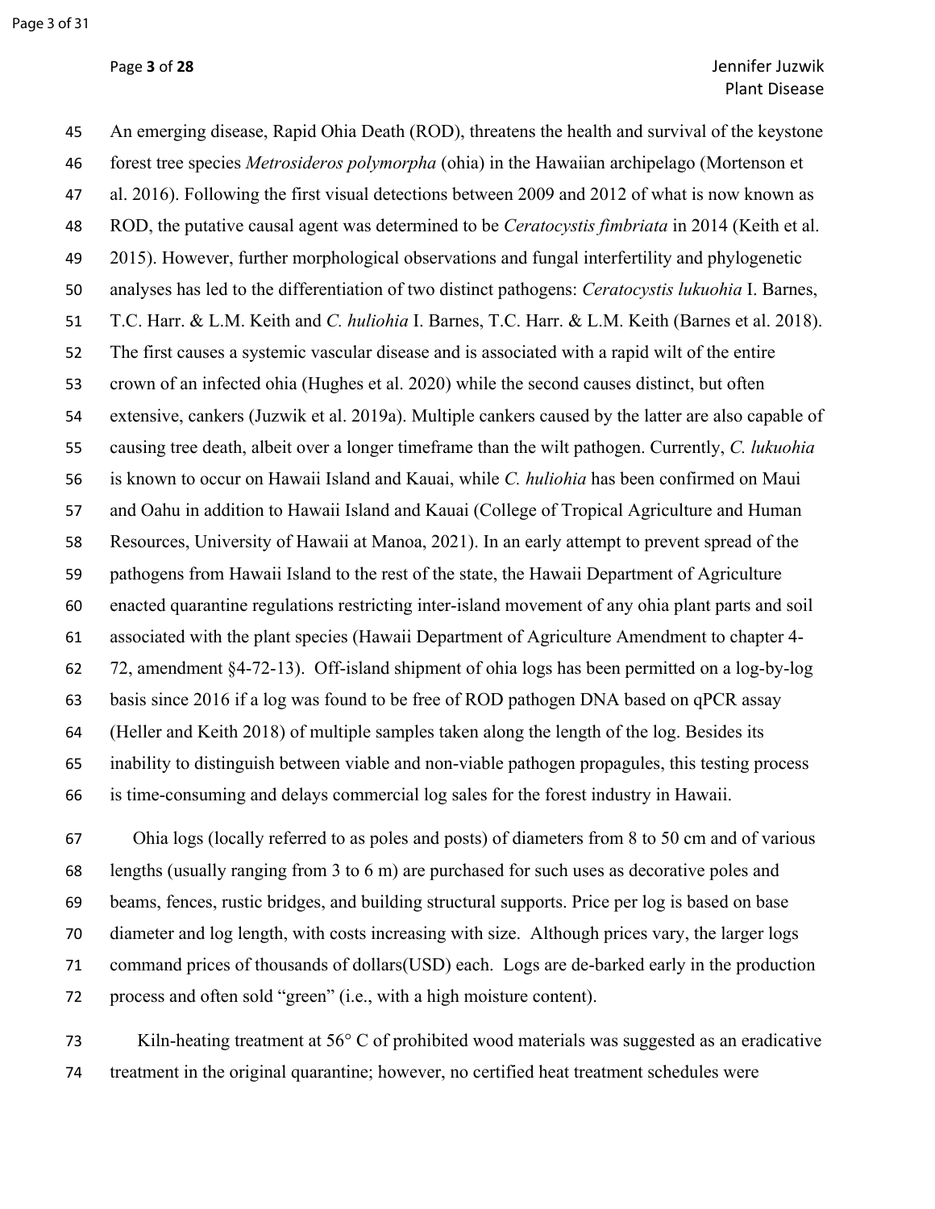An emerging disease, Rapid Ohia Death (ROD), threatens the health and survival of the keystone forest tree species *Metrosideros polymorpha* (ohia) in the Hawaiian archipelago (Mortenson et al. 2016). Following the first visual detections between 2009 and 2012 of what is now known as ROD, the putative causal agent was determined to be *Ceratocystis fimbriata* in 2014 (Keith et al. 2015). However, further morphological observations and fungal interfertility and phylogenetic analyses has led to the differentiation of two distinct pathogens: *Ceratocystis lukuohia* I. Barnes, T.C. Harr. & L.M. Keith and *C. huliohia* I. Barnes, T.C. Harr. & L.M. Keith (Barnes et al. 2018). The first causes a systemic vascular disease and is associated with a rapid wilt of the entire crown of an infected ohia (Hughes et al. 2020) while the second causes distinct, but often extensive, cankers (Juzwik et al. 2019a). Multiple cankers caused by the latter are also capable of causing tree death, albeit over a longer timeframe than the wilt pathogen. Currently, *C. lukuohia* is known to occur on Hawaii Island and Kauai, while *C. huliohia* has been confirmed on Maui and Oahu in addition to Hawaii Island and Kauai (College of Tropical Agriculture and Human Resources, University of Hawaii at Manoa, 2021). In an early attempt to prevent spread of the pathogens from Hawaii Island to the rest of the state, the Hawaii Department of Agriculture enacted quarantine regulations restricting inter-island movement of any ohia plant parts and soil associated with the plant species (Hawaii Department of Agriculture Amendment to chapter 4-72, amendment §4-72-13). Off-island shipment of ohia logs has been permitted on a log-by-log basis since 2016 if a log was found to be free of ROD pathogen DNA based on qPCR assay (Heller and Keith 2018) of multiple samples taken along the length of the log. Besides its inability to distinguish between viable and non-viable pathogen propagules, this testing process is time-consuming and delays commercial log sales for the forest industry in Hawaii.

Ohia logs (locally referred to as poles and posts) of diameters from 8 to 50 cm and of various lengths (usually ranging from 3 to 6 m) are purchased for such uses as decorative poles and beams, fences, rustic bridges, and building structural supports. Price per log is based on base diameter and log length, with costs increasing with size. Although prices vary, the larger logs command prices of thousands of dollars(USD) each. Logs are de-barked early in the production process and often sold "green" (i.e., with a high moisture content).

Kiln-heating treatment at 56° C of prohibited wood materials was suggested as an eradicative treatment in the original quarantine; however, no certified heat treatment schedules were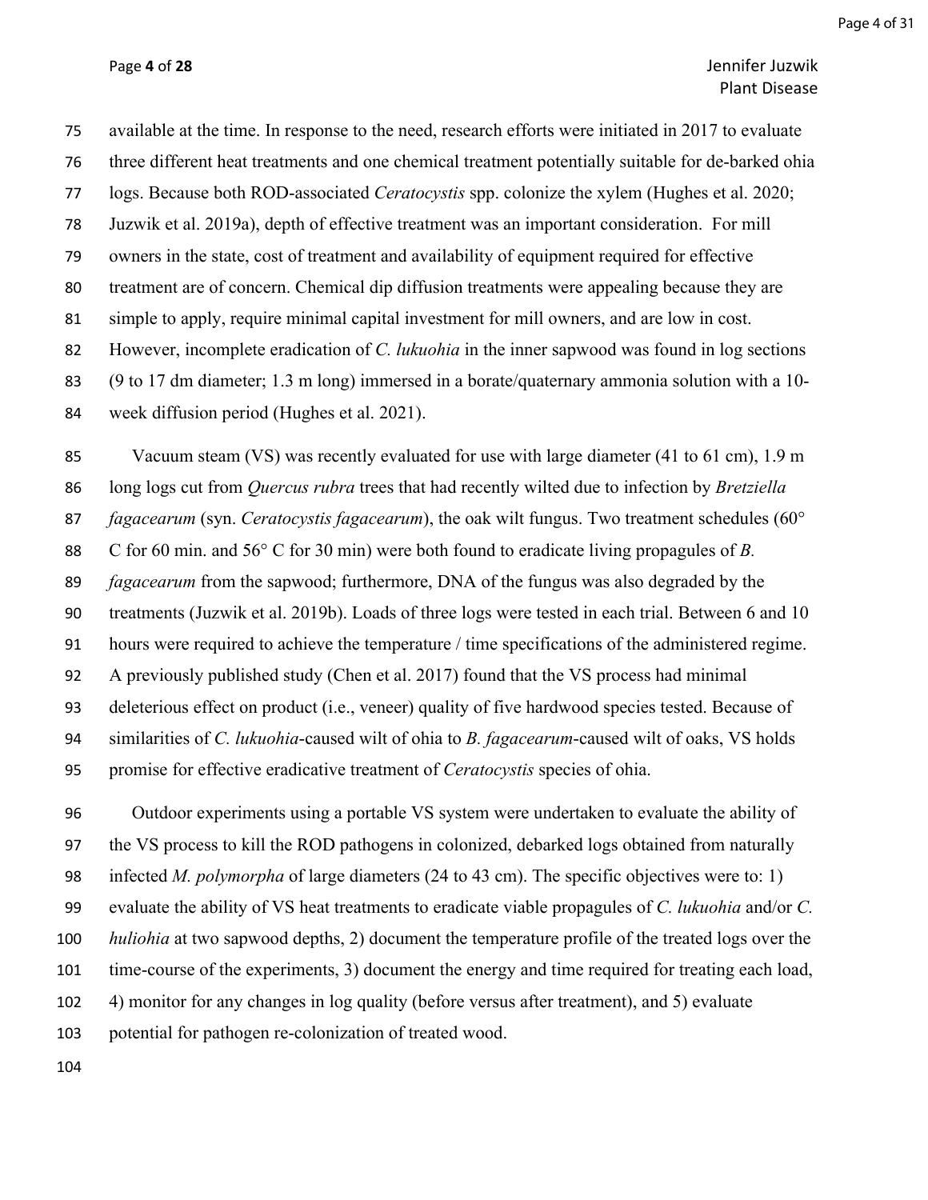available at the time. In response to the need, research efforts were initiated in 2017 to evaluate three different heat treatments and one chemical treatment potentially suitable for de-barked ohia logs. Because both ROD-associated *Ceratocystis* spp. colonize the xylem (Hughes et al. 2020; Juzwik et al. 2019a), depth of effective treatment was an important consideration. For mill owners in the state, cost of treatment and availability of equipment required for effective treatment are of concern. Chemical dip diffusion treatments were appealing because they are simple to apply, require minimal capital investment for mill owners, and are low in cost. However, incomplete eradication of *C. lukuohia* in the inner sapwood was found in log sections (9 to 17 dm diameter; 1.3 m long) immersed in a borate/quaternary ammonia solution with a 10-week diffusion period (Hughes et al. 2021).

Vacuum steam (VS) was recently evaluated for use with large diameter (41 to 61 cm), 1.9 m long logs cut from *Quercus rubra* trees that had recently wilted due to infection by *Bretziella fagacearum* (syn. *Ceratocystis fagacearum*), the oak wilt fungus. Two treatment schedules (60° C for 60 min. and 56° C for 30 min) were both found to eradicate living propagules of *B. fagacearum* from the sapwood; furthermore, DNA of the fungus was also degraded by the treatments (Juzwik et al. 2019b). Loads of three logs were tested in each trial. Between 6 and 10 hours were required to achieve the temperature / time specifications of the administered regime. A previously published study (Chen et al. 2017) found that the VS process had minimal deleterious effect on product (i.e., veneer) quality of five hardwood species tested. Because of similarities of *C. lukuohia*-caused wilt of ohia to *B. fagacearum*-caused wilt of oaks, VS holds promise for effective eradicative treatment of *Ceratocystis* species of ohia.

Outdoor experiments using a portable VS system were undertaken to evaluate the ability of the VS process to kill the ROD pathogens in colonized, debarked logs obtained from naturally infected *M. polymorpha* of large diameters (24 to 43 cm). The specific objectives were to: 1) evaluate the ability of VS heat treatments to eradicate viable propagules of *C. lukuohia* and/or *C. huliohia* at two sapwood depths, 2) document the temperature profile of the treated logs over the time-course of the experiments, 3) document the energy and time required for treating each load, 4) monitor for any changes in log quality (before versus after treatment), and 5) evaluate potential for pathogen re-colonization of treated wood.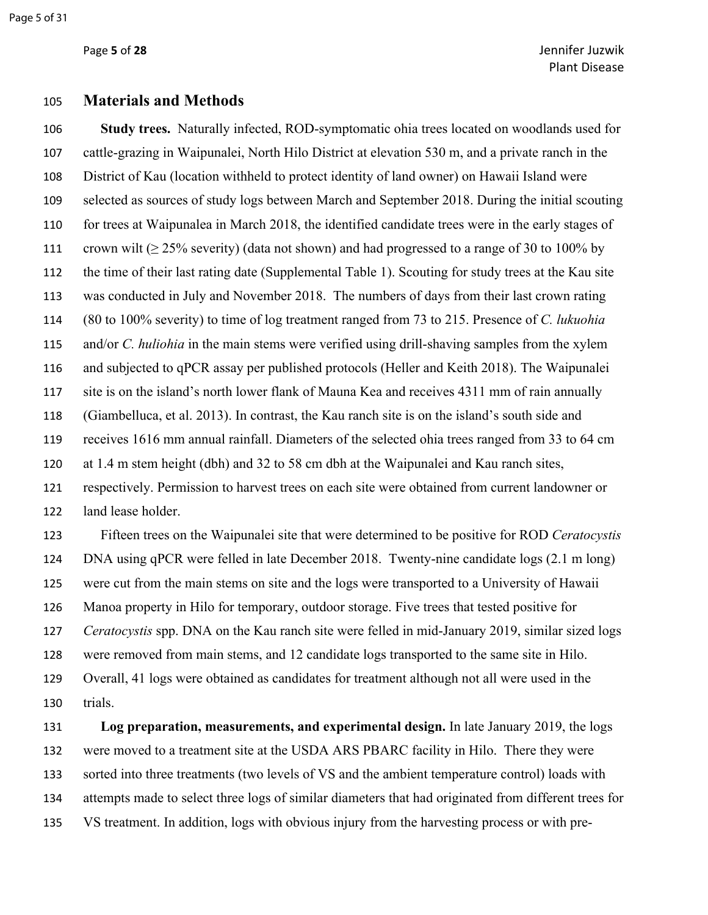## Materials and Methods

**Study trees.** Naturally infected, ROD-symptomatic ohia trees located on woodlands used for cattle-grazing in Waipunalei, North Hilo District at elevation 530 m, and a private ranch in the District of Kau (location withheld to protect identity of land owner) on Hawaii Island were selected as sources of study logs between March and September 2018. During the initial scouting for trees at Waipunalea in March 2018, the identified candidate trees were in the early stages of crown wilt ($\geq$ 25% severity) (data not shown) and had progressed to a range of 30 to 100% by the time of their last rating date (Supplemental Table 1). Scouting for study trees at the Kau site was conducted in July and November 2018. The numbers of days from their last crown rating (80 to 100% severity) to time of log treatment ranged from 73 to 215. Presence of *C. lukuohia* and/or *C. huliohia* in the main stems were verified using drill-shaving samples from the xylem and subjected to qPCR assay per published protocols (Heller and Keith 2018). The Waipunalei site is on the island's north lower flank of Mauna Kea and receives 4311 mm of rain annually (Giambelluca, et al. 2013). In contrast, the Kau ranch site is on the island's south side and receives 1616 mm annual rainfall. Diameters of the selected ohia trees ranged from 33 to 64 cm at 1.4 m stem height (dbh) and 32 to 58 cm dbh at the Waipunalei and Kau ranch sites, respectively. Permission to harvest trees on each site were obtained from current landowner or land lease holder.

Fifteen trees on the Waipunalei site that were determined to be positive for ROD *Ceratocystis* DNA using qPCR were felled in late December 2018. Twenty-nine candidate logs (2.1 m long) were cut from the main stems on site and the logs were transported to a University of Hawaii Manoa property in Hilo for temporary, outdoor storage. Five trees that tested positive for *Ceratocystis* spp. DNA on the Kau ranch site were felled in mid-January 2019, similar sized logs were removed from main stems, and 12 candidate logs transported to the same site in Hilo. Overall, 41 logs were obtained as candidates for treatment although not all were used in the trials.

**Log preparation, measurements, and experimental design.** In late January 2019, the logs were moved to a treatment site at the USDA ARS PBARC facility in Hilo. There they were sorted into three treatments (two levels of VS and the ambient temperature control) loads with attempts made to select three logs of similar diameters that had originated from different trees for VS treatment. In addition, logs with obvious injury from the harvesting process or with pre-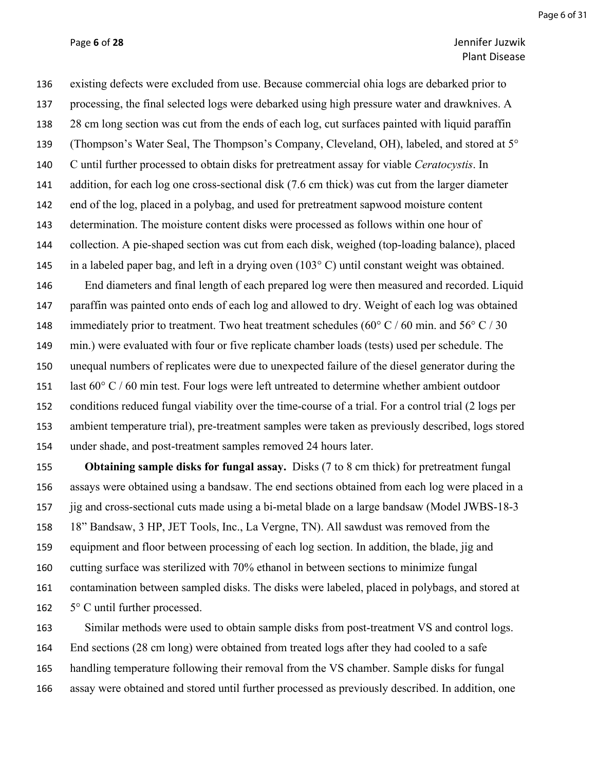existing defects were excluded from use. Because commercial ohia logs are debarked prior to processing, the final selected logs were debarked using high pressure water and drawknives. A 28 cm long section was cut from the ends of each log, cut surfaces painted with liquid paraffin (Thompson's Water Seal, The Thompson's Company, Cleveland, OH), labeled, and stored at 5° C until further processed to obtain disks for pretreatment assay for viable *Ceratocystis*. In addition, for each log one cross-sectional disk (7.6 cm thick) was cut from the larger diameter end of the log, placed in a polybag, and used for pretreatment sapwood moisture content determination. The moisture content disks were processed as follows within one hour of collection. A pie-shaped section was cut from each disk, weighed (top-loading balance), placed in a labeled paper bag, and left in a drying oven (103° C) until constant weight was obtained.

End diameters and final length of each prepared log were then measured and recorded. Liquid paraffin was painted onto ends of each log and allowed to dry. Weight of each log was obtained immediately prior to treatment. Two heat treatment schedules (60° C / 60 min. and 56° C / 30 min.) were evaluated with four or five replicate chamber loads (tests) used per schedule. The unequal numbers of replicates were due to unexpected failure of the diesel generator during the last 60° C / 60 min test. Four logs were left untreated to determine whether ambient outdoor conditions reduced fungal viability over the time-course of a trial. For a control trial (2 logs per ambient temperature trial), pre-treatment samples were taken as previously described, logs stored under shade, and post-treatment samples removed 24 hours later.

**Obtaining sample disks for fungal assay.** Disks (7 to 8 cm thick) for pretreatment fungal assays were obtained using a bandsaw. The end sections obtained from each log were placed in a jig and cross-sectional cuts made using a bi-metal blade on a large bandsaw (Model JWBS-18-3 18" Bandsaw, 3 HP, JET Tools, Inc., La Vergne, TN). All sawdust was removed from the equipment and floor between processing of each log section. In addition, the blade, jig and cutting surface was sterilized with 70% ethanol in between sections to minimize fungal contamination between sampled disks. The disks were labeled, placed in polybags, and stored at 5° C until further processed.

Similar methods were used to obtain sample disks from post-treatment VS and control logs. End sections (28 cm long) were obtained from treated logs after they had cooled to a safe handling temperature following their removal from the VS chamber. Sample disks for fungal assay were obtained and stored until further processed as previously described. In addition, one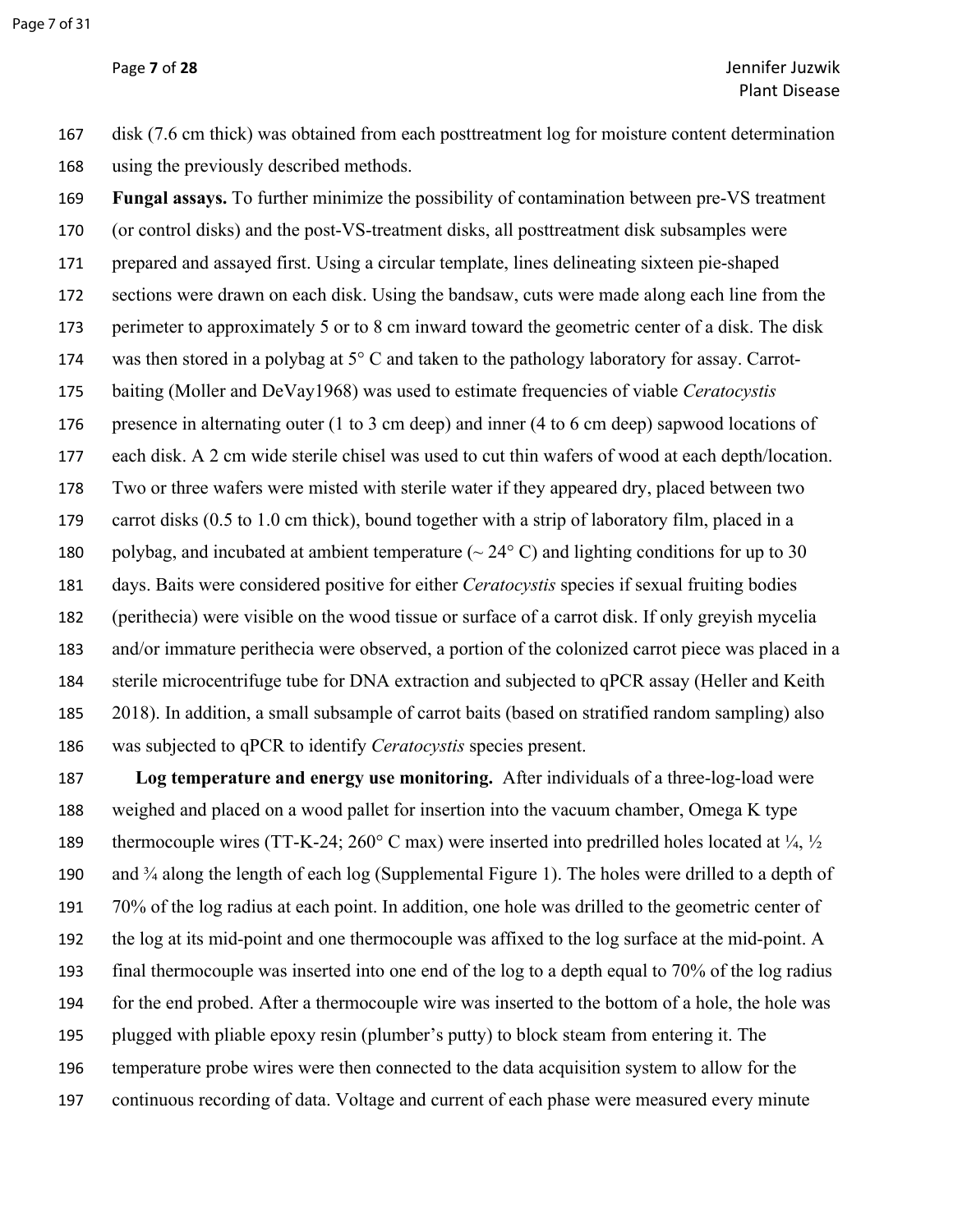disk (7.6 cm thick) was obtained from each posttreatment log for moisture content determination using the previously described methods.

**Fungal assays.** To further minimize the possibility of contamination between pre-VS treatment (or control disks) and the post-VS-treatment disks, all posttreatment disk subsamples were prepared and assayed first. Using a circular template, lines delineating sixteen pie-shaped sections were drawn on each disk. Using the bandsaw, cuts were made along each line from the perimeter to approximately 5 or to 8 cm inward toward the geometric center of a disk. The disk was then stored in a polybag at 5° C and taken to the pathology laboratory for assay. Carrot-baiting (Moller and DeVay1968) was used to estimate frequencies of viable *Ceratocystis* presence in alternating outer (1 to 3 cm deep) and inner (4 to 6 cm deep) sapwood locations of each disk. A 2 cm wide sterile chisel was used to cut thin wafers of wood at each depth/location. Two or three wafers were misted with sterile water if they appeared dry, placed between two carrot disks (0.5 to 1.0 cm thick), bound together with a strip of laboratory film, placed in a polybag, and incubated at ambient temperature (~ 24° C) and lighting conditions for up to 30 days. Baits were considered positive for either *Ceratocystis* species if sexual fruiting bodies (perithecia) were visible on the wood tissue or surface of a carrot disk. If only greyish mycelia and/or immature perithecia were observed, a portion of the colonized carrot piece was placed in a sterile microcentrifuge tube for DNA extraction and subjected to qPCR assay (Heller and Keith 2018). In addition, a small subsample of carrot baits (based on stratified random sampling) also was subjected to qPCR to identify *Ceratocystis* species present.

**Log temperature and energy use monitoring.** After individuals of a three-log-load were weighed and placed on a wood pallet for insertion into the vacuum chamber, Omega K type thermocouple wires (TT-K-24; 260° C max) were inserted into predrilled holes located at ¼, ½ and ¾ along the length of each log (Supplemental Figure 1). The holes were drilled to a depth of 70% of the log radius at each point. In addition, one hole was drilled to the geometric center of the log at its mid-point and one thermocouple was affixed to the log surface at the mid-point. A final thermocouple was inserted into one end of the log to a depth equal to 70% of the log radius for the end probed. After a thermocouple wire was inserted to the bottom of a hole, the hole was plugged with pliable epoxy resin (plumber's putty) to block steam from entering it. The temperature probe wires were then connected to the data acquisition system to allow for the continuous recording of data. Voltage and current of each phase were measured every minute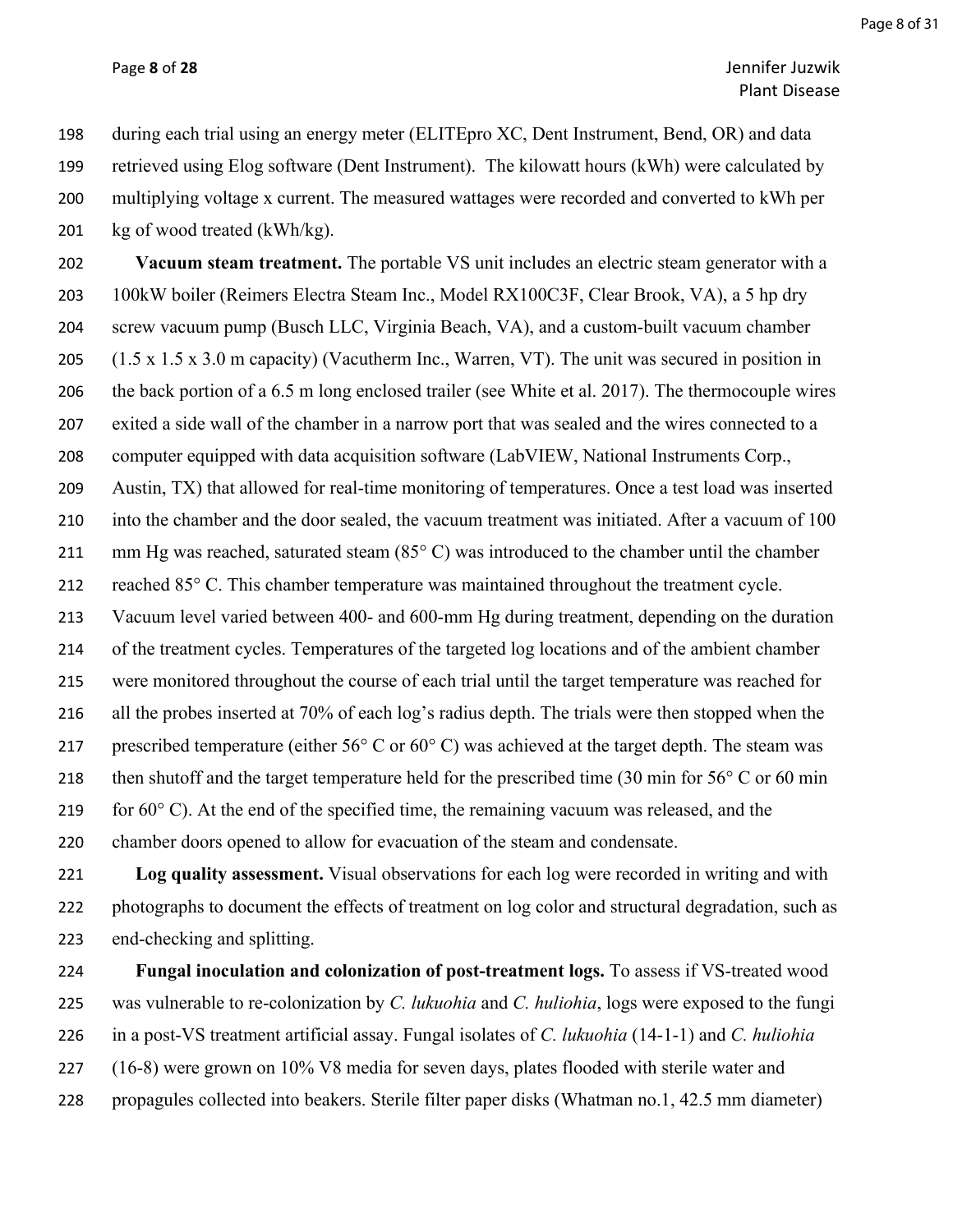during each trial using an energy meter (ELITEpro XC, Dent Instrument, Bend, OR) and data retrieved using Elog software (Dent Instrument). The kilowatt hours (kWh) were calculated by multiplying voltage x current. The measured wattages were recorded and converted to kWh per kg of wood treated (kWh/kg).

**Vacuum steam treatment.** The portable VS unit includes an electric steam generator with a 100kW boiler (Reimers Electra Steam Inc., Model RX100C3F, Clear Brook, VA), a 5 hp dry screw vacuum pump (Busch LLC, Virginia Beach, VA), and a custom-built vacuum chamber (1.5 x 1.5 x 3.0 m capacity) (Vacutherm Inc., Warren, VT). The unit was secured in position in the back portion of a 6.5 m long enclosed trailer (see White et al. 2017). The thermocouple wires exited a side wall of the chamber in a narrow port that was sealed and the wires connected to a computer equipped with data acquisition software (LabVIEW, National Instruments Corp., Austin, TX) that allowed for real-time monitoring of temperatures. Once a test load was inserted into the chamber and the door sealed, the vacuum treatment was initiated. After a vacuum of 100 mm Hg was reached, saturated steam (85° C) was introduced to the chamber until the chamber reached 85° C. This chamber temperature was maintained throughout the treatment cycle. Vacuum level varied between 400- and 600-mm Hg during treatment, depending on the duration of the treatment cycles. Temperatures of the targeted log locations and of the ambient chamber were monitored throughout the course of each trial until the target temperature was reached for all the probes inserted at 70% of each log's radius depth. The trials were then stopped when the prescribed temperature (either 56° C or 60° C) was achieved at the target depth. The steam was then shutoff and the target temperature held for the prescribed time (30 min for 56° C or 60 min for 60° C). At the end of the specified time, the remaining vacuum was released, and the chamber doors opened to allow for evacuation of the steam and condensate.

**Log quality assessment.** Visual observations for each log were recorded in writing and with photographs to document the effects of treatment on log color and structural degradation, such as end-checking and splitting.

**Fungal inoculation and colonization of post-treatment logs.** To assess if VS-treated wood was vulnerable to re-colonization by *C. lukuohia* and *C. huliohia*, logs were exposed to the fungi in a post-VS treatment artificial assay. Fungal isolates of *C. lukuohia* (14-1-1) and *C. huliohia* (16-8) were grown on 10% V8 media for seven days, plates flooded with sterile water and propagules collected into beakers. Sterile filter paper disks (Whatman no.1, 42.5 mm diameter)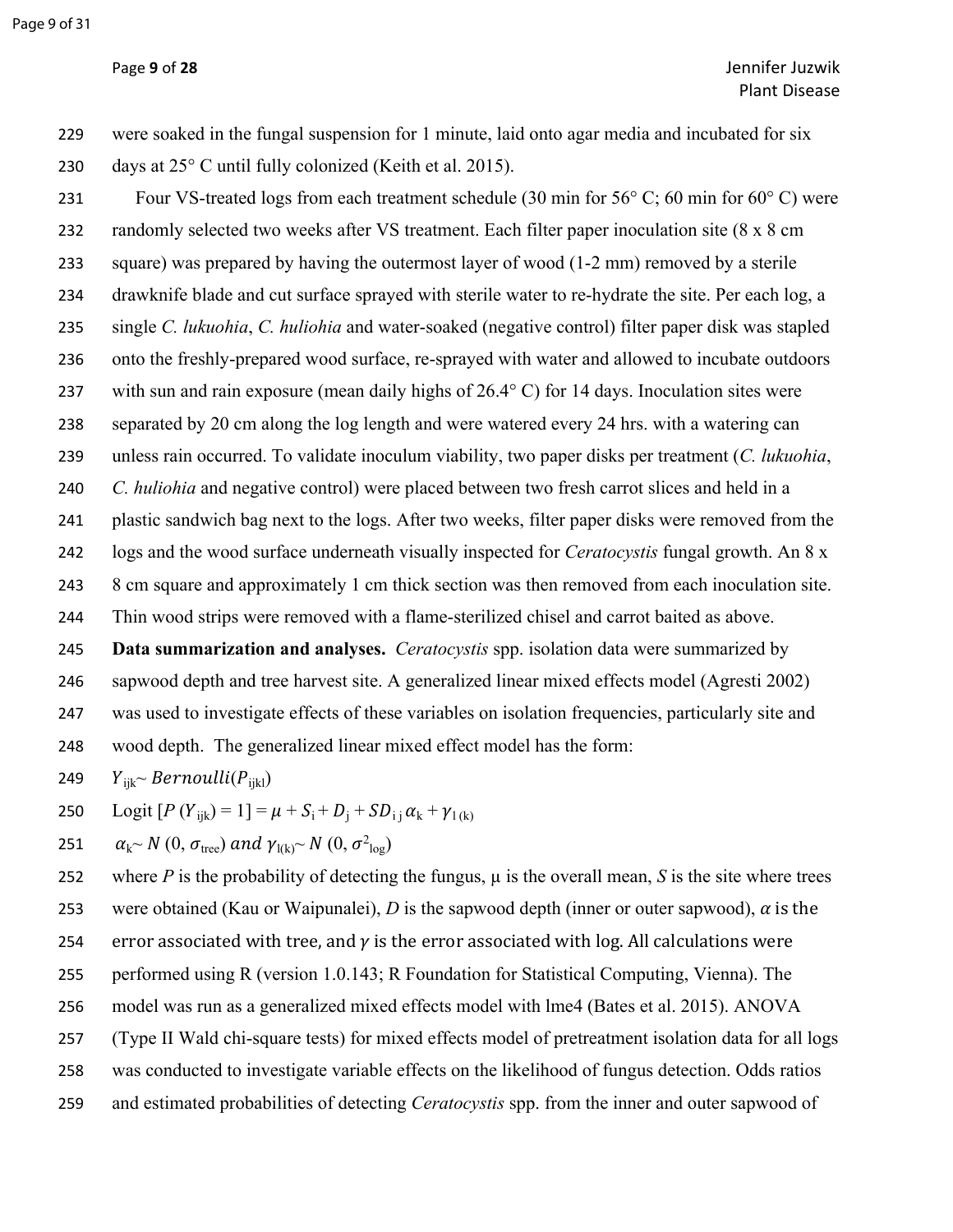were soaked in the fungal suspension for 1 minute, laid onto agar media and incubated for six days at 25° C until fully colonized (Keith et al. 2015).

Four VS-treated logs from each treatment schedule (30 min for 56° C; 60 min for 60° C) were randomly selected two weeks after VS treatment. Each filter paper inoculation site (8 x 8 cm square) was prepared by having the outermost layer of wood (1-2 mm) removed by a sterile drawknife blade and cut surface sprayed with sterile water to re-hydrate the site. Per each log, a single *C. lukuohia*, *C. huliohia* and water-soaked (negative control) filter paper disk was stapled onto the freshly-prepared wood surface, re-sprayed with water and allowed to incubate outdoors with sun and rain exposure (mean daily highs of 26.4° C) for 14 days. Inoculation sites were separated by 20 cm along the log length and were watered every 24 hrs. with a watering can unless rain occurred. To validate inoculum viability, two paper disks per treatment (*C. lukuohia*, *C. huliohia* and negative control) were placed between two fresh carrot slices and held in a plastic sandwich bag next to the logs. After two weeks, filter paper disks were removed from the logs and the wood surface underneath visually inspected for *Ceratocystis* fungal growth. An 8 x 8 cm square and approximately 1 cm thick section was then removed from each inoculation site. Thin wood strips were removed with a flame-sterilized chisel and carrot baited as above.

**Data summarization and analyses.** *Ceratocystis* spp. isolation data were summarized by sapwood depth and tree harvest site. A generalized linear mixed effects model (Agresti 2002) was used to investigate effects of these variables on isolation frequencies, particularly site and wood depth. The generalized linear mixed effect model has the form:

$$Y_{ijk} \sim Bernoulli(P_{ijkl})$$

$$\text{Logit}\,[P\,(Y_{ijk}) = 1] = \mu + S_i + D_j + SD_{ij}\,\alpha_k + \gamma_{l\,(k)}$$

$$\alpha_k \sim N\,(0, \sigma_{tree})\ and\ \gamma_{l(k)} \sim N\,(0, \sigma^2_{log})$$

where $P$ is the probability of detecting the fungus, μ is the overall mean, $S$ is the site where trees were obtained (Kau or Waipunalei), $D$ is the sapwood depth (inner or outer sapwood), $\alpha$ is the error associated with tree, and $\gamma$ is the error associated with log. All calculations were performed using R (version 1.0.143; R Foundation for Statistical Computing, Vienna). The model was run as a generalized mixed effects model with lme4 (Bates et al. 2015). ANOVA (Type II Wald chi-square tests) for mixed effects model of pretreatment isolation data for all logs was conducted to investigate variable effects on the likelihood of fungus detection. Odds ratios and estimated probabilities of detecting *Ceratocystis* spp. from the inner and outer sapwood of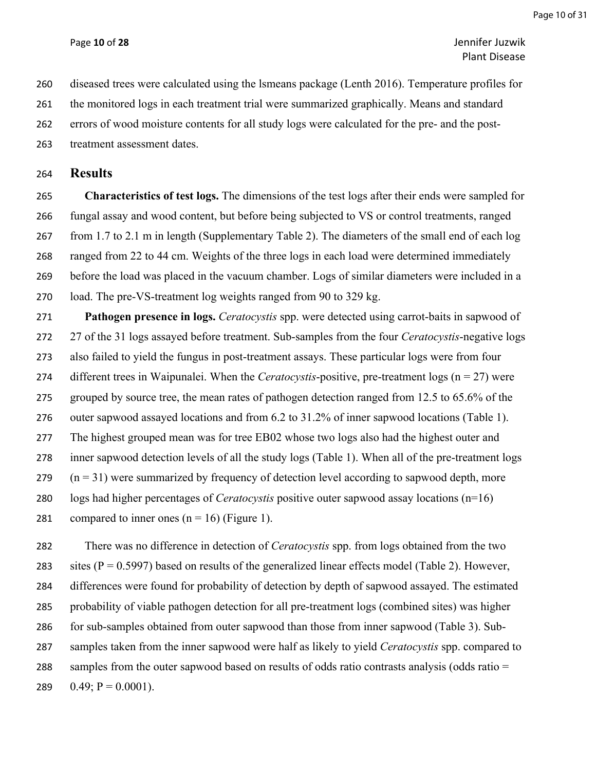diseased trees were calculated using the lsmeans package (Lenth 2016). Temperature profiles for the monitored logs in each treatment trial were summarized graphically. Means and standard errors of wood moisture contents for all study logs were calculated for the pre- and the post-treatment assessment dates.

## Results

**Characteristics of test logs.** The dimensions of the test logs after their ends were sampled for fungal assay and wood content, but before being subjected to VS or control treatments, ranged from 1.7 to 2.1 m in length (Supplementary Table 2). The diameters of the small end of each log ranged from 22 to 44 cm. Weights of the three logs in each load were determined immediately before the load was placed in the vacuum chamber. Logs of similar diameters were included in a load. The pre-VS-treatment log weights ranged from 90 to 329 kg.

**Pathogen presence in logs.** *Ceratocystis* spp. were detected using carrot-baits in sapwood of 27 of the 31 logs assayed before treatment. Sub-samples from the four *Ceratocystis*-negative logs also failed to yield the fungus in post-treatment assays. These particular logs were from four different trees in Waipunalei. When the *Ceratocystis*-positive, pre-treatment logs (n = 27) were grouped by source tree, the mean rates of pathogen detection ranged from 12.5 to 65.6% of the outer sapwood assayed locations and from 6.2 to 31.2% of inner sapwood locations (Table 1). The highest grouped mean was for tree EB02 whose two logs also had the highest outer and inner sapwood detection levels of all the study logs (Table 1). When all of the pre-treatment logs (n = 31) were summarized by frequency of detection level according to sapwood depth, more logs had higher percentages of *Ceratocystis* positive outer sapwood assay locations (n=16) compared to inner ones (n = 16) (Figure 1).

There was no difference in detection of *Ceratocystis* spp. from logs obtained from the two sites (P = 0.5997) based on results of the generalized linear effects model (Table 2). However, differences were found for probability of detection by depth of sapwood assayed. The estimated probability of viable pathogen detection for all pre-treatment logs (combined sites) was higher for sub-samples obtained from outer sapwood than those from inner sapwood (Table 3). Sub-samples taken from the inner sapwood were half as likely to yield *Ceratocystis* spp. compared to samples from the outer sapwood based on results of odds ratio contrasts analysis (odds ratio = 0.49; P = 0.0001).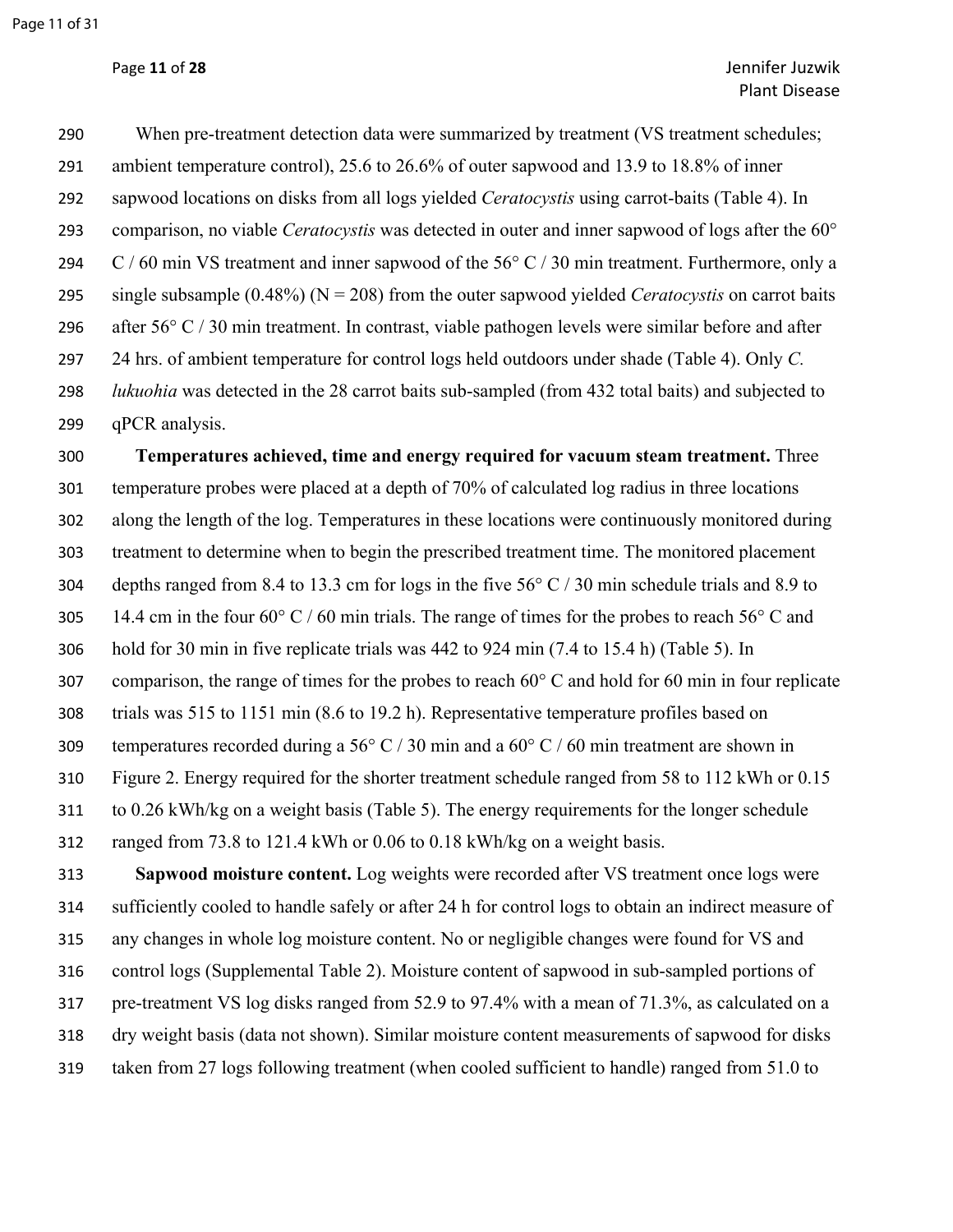When pre-treatment detection data were summarized by treatment (VS treatment schedules; ambient temperature control), 25.6 to 26.6% of outer sapwood and 13.9 to 18.8% of inner sapwood locations on disks from all logs yielded *Ceratocystis* using carrot-baits (Table 4). In comparison, no viable *Ceratocystis* was detected in outer and inner sapwood of logs after the 60° C / 60 min VS treatment and inner sapwood of the 56° C / 30 min treatment. Furthermore, only a single subsample (0.48%) (N = 208) from the outer sapwood yielded *Ceratocystis* on carrot baits after 56° C / 30 min treatment. In contrast, viable pathogen levels were similar before and after 24 hrs. of ambient temperature for control logs held outdoors under shade (Table 4). Only *C. lukuohia* was detected in the 28 carrot baits sub-sampled (from 432 total baits) and subjected to qPCR analysis.

**Temperatures achieved, time and energy required for vacuum steam treatment.** Three temperature probes were placed at a depth of 70% of calculated log radius in three locations along the length of the log. Temperatures in these locations were continuously monitored during treatment to determine when to begin the prescribed treatment time. The monitored placement depths ranged from 8.4 to 13.3 cm for logs in the five 56° C / 30 min schedule trials and 8.9 to 14.4 cm in the four 60° C / 60 min trials. The range of times for the probes to reach 56° C and hold for 30 min in five replicate trials was 442 to 924 min (7.4 to 15.4 h) (Table 5). In comparison, the range of times for the probes to reach 60° C and hold for 60 min in four replicate trials was 515 to 1151 min (8.6 to 19.2 h). Representative temperature profiles based on temperatures recorded during a 56° C / 30 min and a 60° C / 60 min treatment are shown in Figure 2. Energy required for the shorter treatment schedule ranged from 58 to 112 kWh or 0.15 to 0.26 kWh/kg on a weight basis (Table 5). The energy requirements for the longer schedule ranged from 73.8 to 121.4 kWh or 0.06 to 0.18 kWh/kg on a weight basis.

**Sapwood moisture content.** Log weights were recorded after VS treatment once logs were sufficiently cooled to handle safely or after 24 h for control logs to obtain an indirect measure of any changes in whole log moisture content. No or negligible changes were found for VS and control logs (Supplemental Table 2). Moisture content of sapwood in sub-sampled portions of pre-treatment VS log disks ranged from 52.9 to 97.4% with a mean of 71.3%, as calculated on a dry weight basis (data not shown). Similar moisture content measurements of sapwood for disks taken from 27 logs following treatment (when cooled sufficient to handle) ranged from 51.0 to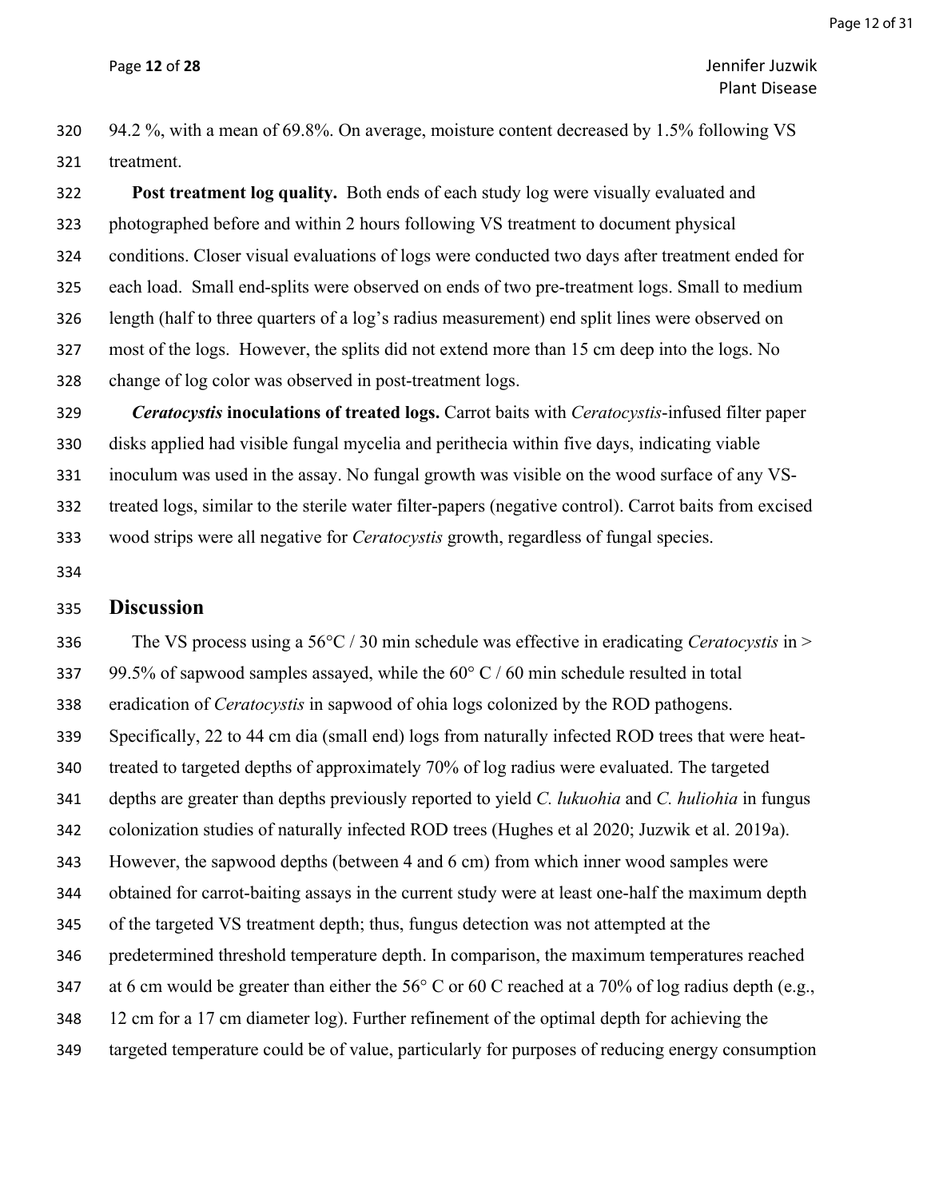94.2 %, with a mean of 69.8%. On average, moisture content decreased by 1.5% following VS treatment.

**Post treatment log quality.** Both ends of each study log were visually evaluated and photographed before and within 2 hours following VS treatment to document physical conditions. Closer visual evaluations of logs were conducted two days after treatment ended for each load. Small end-splits were observed on ends of two pre-treatment logs. Small to medium length (half to three quarters of a log's radius measurement) end split lines were observed on most of the logs. However, the splits did not extend more than 15 cm deep into the logs. No change of log color was observed in post-treatment logs.

***Ceratocystis* inoculations of treated logs.** Carrot baits with *Ceratocystis*-infused filter paper disks applied had visible fungal mycelia and perithecia within five days, indicating viable inoculum was used in the assay. No fungal growth was visible on the wood surface of any VS-treated logs, similar to the sterile water filter-papers (negative control). Carrot baits from excised wood strips were all negative for *Ceratocystis* growth, regardless of fungal species.

## Discussion

The VS process using a 56°C / 30 min schedule was effective in eradicating *Ceratocystis* in > 99.5% of sapwood samples assayed, while the 60° C / 60 min schedule resulted in total eradication of *Ceratocystis* in sapwood of ohia logs colonized by the ROD pathogens. Specifically, 22 to 44 cm dia (small end) logs from naturally infected ROD trees that were heat-treated to targeted depths of approximately 70% of log radius were evaluated. The targeted depths are greater than depths previously reported to yield *C. lukuohia* and *C. huliohia* in fungus colonization studies of naturally infected ROD trees (Hughes et al 2020; Juzwik et al. 2019a). However, the sapwood depths (between 4 and 6 cm) from which inner wood samples were obtained for carrot-baiting assays in the current study were at least one-half the maximum depth of the targeted VS treatment depth; thus, fungus detection was not attempted at the predetermined threshold temperature depth. In comparison, the maximum temperatures reached at 6 cm would be greater than either the 56° C or 60 C reached at a 70% of log radius depth (e.g., 12 cm for a 17 cm diameter log). Further refinement of the optimal depth for achieving the targeted temperature could be of value, particularly for purposes of reducing energy consumption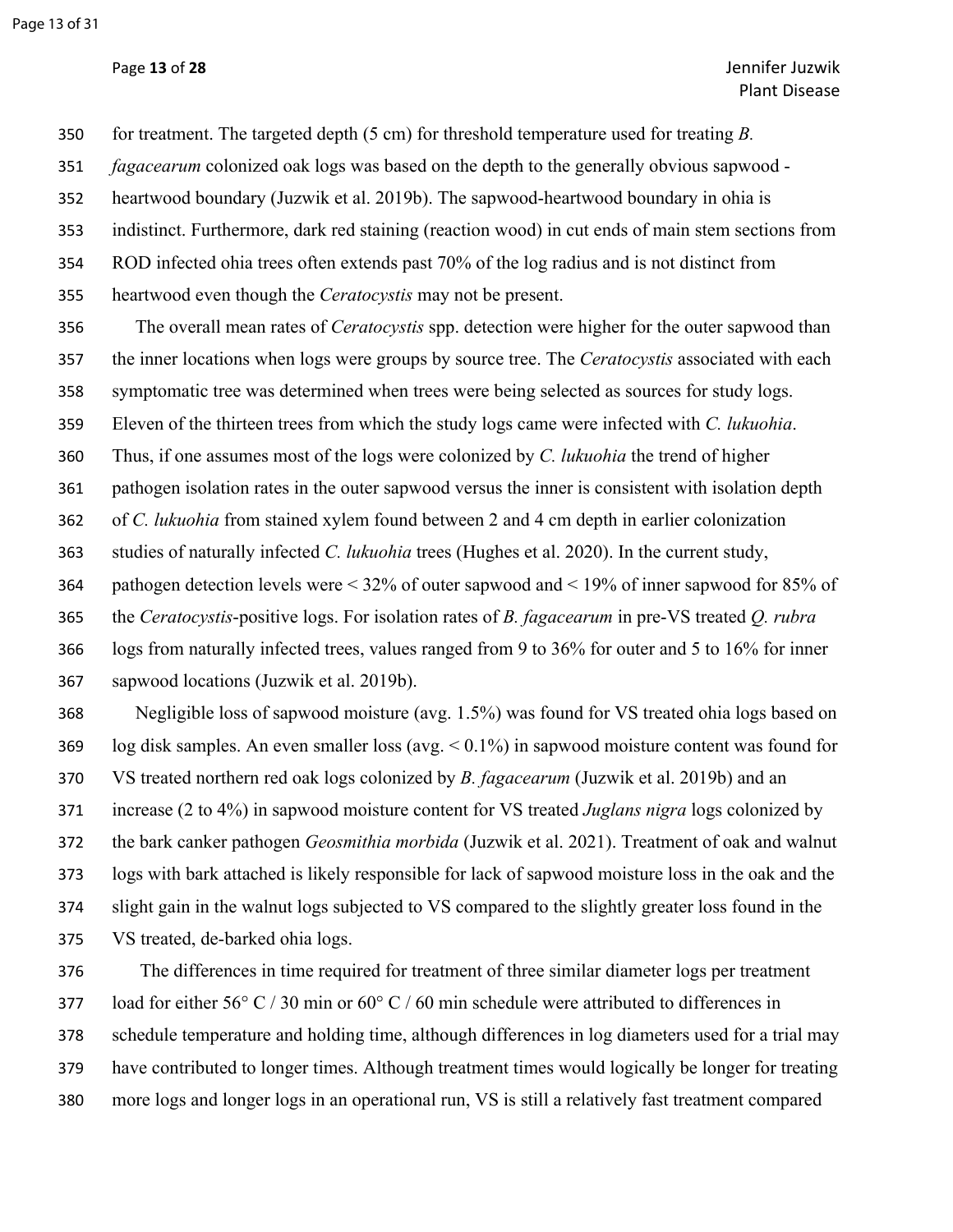for treatment. The targeted depth (5 cm) for threshold temperature used for treating *B. fagacearum* colonized oak logs was based on the depth to the generally obvious sapwood - heartwood boundary (Juzwik et al. 2019b). The sapwood-heartwood boundary in ohia is indistinct. Furthermore, dark red staining (reaction wood) in cut ends of main stem sections from ROD infected ohia trees often extends past 70% of the log radius and is not distinct from heartwood even though the *Ceratocystis* may not be present.

The overall mean rates of *Ceratocystis* spp. detection were higher for the outer sapwood than the inner locations when logs were groups by source tree. The *Ceratocystis* associated with each symptomatic tree was determined when trees were being selected as sources for study logs. Eleven of the thirteen trees from which the study logs came were infected with *C. lukuohia*. Thus, if one assumes most of the logs were colonized by *C. lukuohia* the trend of higher pathogen isolation rates in the outer sapwood versus the inner is consistent with isolation depth of *C. lukuohia* from stained xylem found between 2 and 4 cm depth in earlier colonization studies of naturally infected *C. lukuohia* trees (Hughes et al. 2020). In the current study, pathogen detection levels were < 32% of outer sapwood and < 19% of inner sapwood for 85% of the *Ceratocystis*-positive logs. For isolation rates of *B. fagacearum* in pre-VS treated *Q. rubra* logs from naturally infected trees, values ranged from 9 to 36% for outer and 5 to 16% for inner sapwood locations (Juzwik et al. 2019b).

Negligible loss of sapwood moisture (avg. 1.5%) was found for VS treated ohia logs based on log disk samples. An even smaller loss (avg. < 0.1%) in sapwood moisture content was found for VS treated northern red oak logs colonized by *B. fagacearum* (Juzwik et al. 2019b) and an increase (2 to 4%) in sapwood moisture content for VS treated *Juglans nigra* logs colonized by the bark canker pathogen *Geosmithia morbida* (Juzwik et al. 2021). Treatment of oak and walnut logs with bark attached is likely responsible for lack of sapwood moisture loss in the oak and the slight gain in the walnut logs subjected to VS compared to the slightly greater loss found in the VS treated, de-barked ohia logs.

The differences in time required for treatment of three similar diameter logs per treatment load for either 56° C / 30 min or 60° C / 60 min schedule were attributed to differences in schedule temperature and holding time, although differences in log diameters used for a trial may have contributed to longer times. Although treatment times would logically be longer for treating more logs and longer logs in an operational run, VS is still a relatively fast treatment compared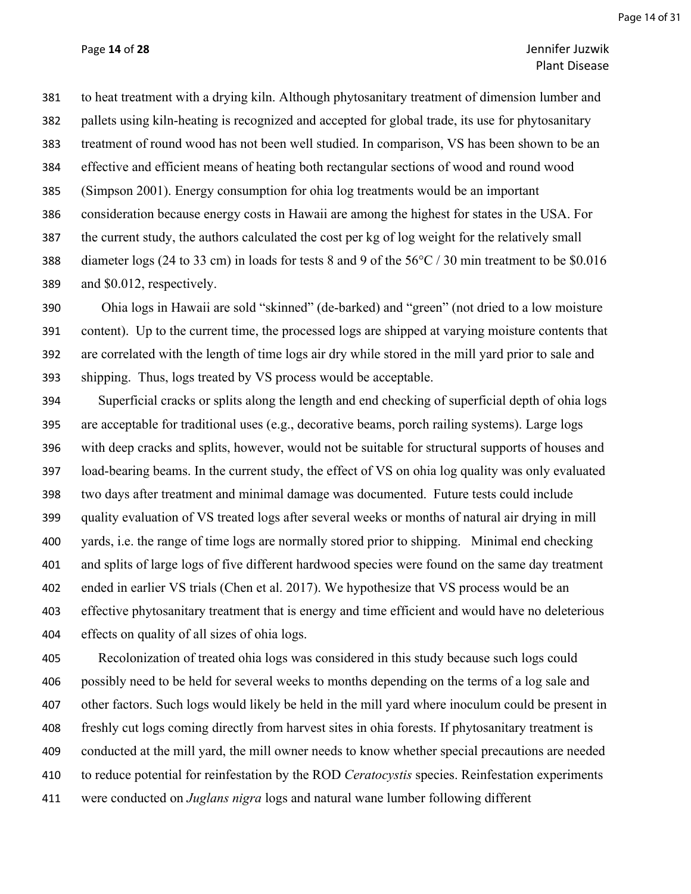to heat treatment with a drying kiln. Although phytosanitary treatment of dimension lumber and pallets using kiln-heating is recognized and accepted for global trade, its use for phytosanitary treatment of round wood has not been well studied. In comparison, VS has been shown to be an effective and efficient means of heating both rectangular sections of wood and round wood (Simpson 2001). Energy consumption for ohia log treatments would be an important consideration because energy costs in Hawaii are among the highest for states in the USA. For the current study, the authors calculated the cost per kg of log weight for the relatively small diameter logs (24 to 33 cm) in loads for tests 8 and 9 of the 56°C / 30 min treatment to be \$0.016 and \$0.012, respectively.

Ohia logs in Hawaii are sold "skinned" (de-barked) and "green" (not dried to a low moisture content). Up to the current time, the processed logs are shipped at varying moisture contents that are correlated with the length of time logs air dry while stored in the mill yard prior to sale and shipping. Thus, logs treated by VS process would be acceptable.

Superficial cracks or splits along the length and end checking of superficial depth of ohia logs are acceptable for traditional uses (e.g., decorative beams, porch railing systems). Large logs with deep cracks and splits, however, would not be suitable for structural supports of houses and load-bearing beams. In the current study, the effect of VS on ohia log quality was only evaluated two days after treatment and minimal damage was documented. Future tests could include quality evaluation of VS treated logs after several weeks or months of natural air drying in mill yards, i.e. the range of time logs are normally stored prior to shipping. Minimal end checking and splits of large logs of five different hardwood species were found on the same day treatment ended in earlier VS trials (Chen et al. 2017). We hypothesize that VS process would be an effective phytosanitary treatment that is energy and time efficient and would have no deleterious effects on quality of all sizes of ohia logs.

Recolonization of treated ohia logs was considered in this study because such logs could possibly need to be held for several weeks to months depending on the terms of a log sale and other factors. Such logs would likely be held in the mill yard where inoculum could be present in freshly cut logs coming directly from harvest sites in ohia forests. If phytosanitary treatment is conducted at the mill yard, the mill owner needs to know whether special precautions are needed to reduce potential for reinfestation by the ROD *Ceratocystis* species. Reinfestation experiments were conducted on *Juglans nigra* logs and natural wane lumber following different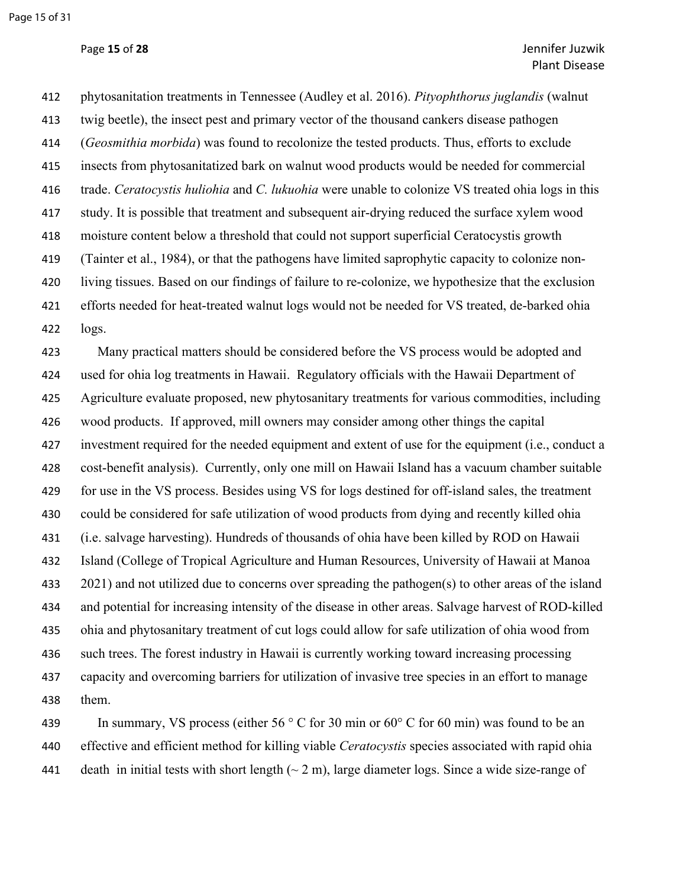phytosanitation treatments in Tennessee (Audley et al. 2016). *Pityophthorus juglandis* (walnut twig beetle), the insect pest and primary vector of the thousand cankers disease pathogen (*Geosmithia morbida*) was found to recolonize the tested products. Thus, efforts to exclude insects from phytosanitatized bark on walnut wood products would be needed for commercial trade. *Ceratocystis huliohia* and *C. lukuohia* were unable to colonize VS treated ohia logs in this study. It is possible that treatment and subsequent air-drying reduced the surface xylem wood moisture content below a threshold that could not support superficial Ceratocystis growth (Tainter et al., 1984), or that the pathogens have limited saprophytic capacity to colonize non-living tissues. Based on our findings of failure to re-colonize, we hypothesize that the exclusion efforts needed for heat-treated walnut logs would not be needed for VS treated, de-barked ohia logs.

Many practical matters should be considered before the VS process would be adopted and used for ohia log treatments in Hawaii. Regulatory officials with the Hawaii Department of Agriculture evaluate proposed, new phytosanitary treatments for various commodities, including wood products. If approved, mill owners may consider among other things the capital investment required for the needed equipment and extent of use for the equipment (i.e., conduct a cost-benefit analysis). Currently, only one mill on Hawaii Island has a vacuum chamber suitable for use in the VS process. Besides using VS for logs destined for off-island sales, the treatment could be considered for safe utilization of wood products from dying and recently killed ohia (i.e. salvage harvesting). Hundreds of thousands of ohia have been killed by ROD on Hawaii Island (College of Tropical Agriculture and Human Resources, University of Hawaii at Manoa 2021) and not utilized due to concerns over spreading the pathogen(s) to other areas of the island and potential for increasing intensity of the disease in other areas. Salvage harvest of ROD-killed ohia and phytosanitary treatment of cut logs could allow for safe utilization of ohia wood from such trees. The forest industry in Hawaii is currently working toward increasing processing capacity and overcoming barriers for utilization of invasive tree species in an effort to manage them.

In summary, VS process (either 56 ° C for 30 min or 60° C for 60 min) was found to be an effective and efficient method for killing viable *Ceratocystis* species associated with rapid ohia death in initial tests with short length (~ 2 m), large diameter logs. Since a wide size-range of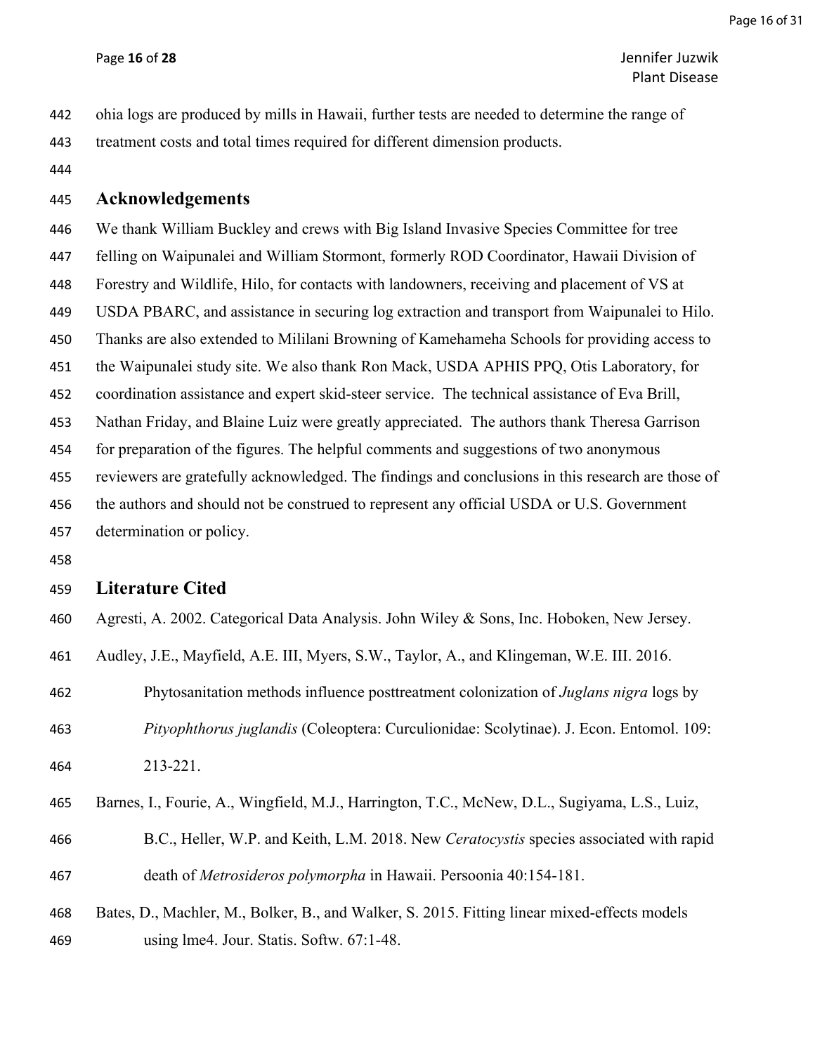ohia logs are produced by mills in Hawaii, further tests are needed to determine the range of treatment costs and total times required for different dimension products.

## Acknowledgements

We thank William Buckley and crews with Big Island Invasive Species Committee for tree felling on Waipunalei and William Stormont, formerly ROD Coordinator, Hawaii Division of Forestry and Wildlife, Hilo, for contacts with landowners, receiving and placement of VS at USDA PBARC, and assistance in securing log extraction and transport from Waipunalei to Hilo. Thanks are also extended to Mililani Browning of Kamehameha Schools for providing access to the Waipunalei study site. We also thank Ron Mack, USDA APHIS PPQ, Otis Laboratory, for coordination assistance and expert skid-steer service. The technical assistance of Eva Brill, Nathan Friday, and Blaine Luiz were greatly appreciated. The authors thank Theresa Garrison for preparation of the figures. The helpful comments and suggestions of two anonymous reviewers are gratefully acknowledged. The findings and conclusions in this research are those of the authors and should not be construed to represent any official USDA or U.S. Government determination or policy.

## Literature Cited

Agresti, A. 2002. Categorical Data Analysis. John Wiley & Sons, Inc. Hoboken, New Jersey.

Audley, J.E., Mayfield, A.E. III, Myers, S.W., Taylor, A., and Klingeman, W.E. III. 2016. Phytosanitation methods influence posttreatment colonization of *Juglans nigra* logs by *Pityophthorus juglandis* (Coleoptera: Curculionidae: Scolytinae). J. Econ. Entomol. 109: 213-221.

Barnes, I., Fourie, A., Wingfield, M.J., Harrington, T.C., McNew, D.L., Sugiyama, L.S., Luiz, B.C., Heller, W.P. and Keith, L.M. 2018. New *Ceratocystis* species associated with rapid death of *Metrosideros polymorpha* in Hawaii. Persoonia 40:154-181.

Bates, D., Machler, M., Bolker, B., and Walker, S. 2015. Fitting linear mixed-effects models using lme4. Jour. Statis. Softw. 67:1-48.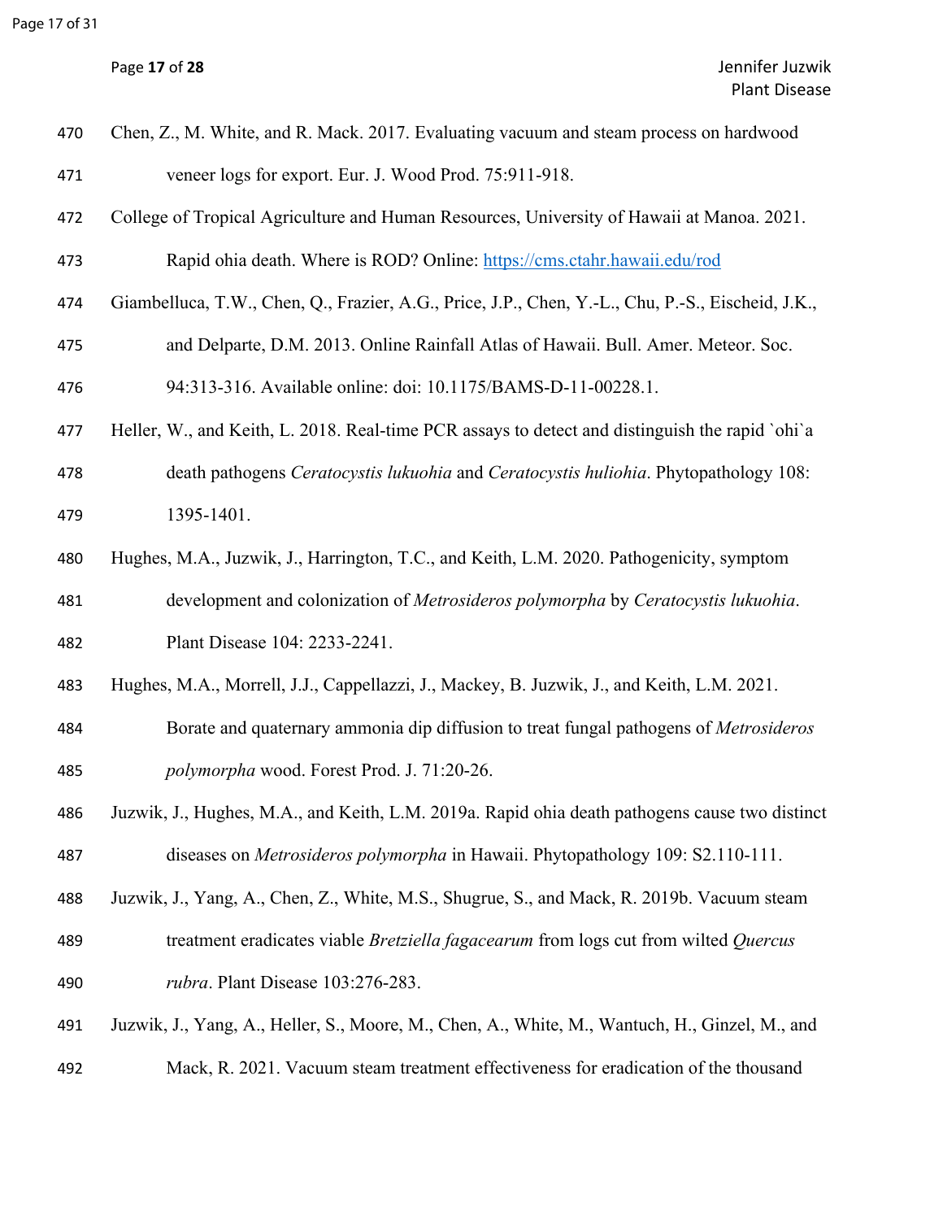Chen, Z., M. White, and R. Mack. 2017. Evaluating vacuum and steam process on hardwood veneer logs for export. Eur. J. Wood Prod. 75:911-918.

College of Tropical Agriculture and Human Resources, University of Hawaii at Manoa. 2021. Rapid ohia death. Where is ROD? Online: https://cms.ctahr.hawaii.edu/rod

Giambelluca, T.W., Chen, Q., Frazier, A.G., Price, J.P., Chen, Y.-L., Chu, P.-S., Eischeid, J.K., and Delparte, D.M. 2013. Online Rainfall Atlas of Hawaii. Bull. Amer. Meteor. Soc. 94:313-316. Available online: doi: 10.1175/BAMS-D-11-00228.1.

Heller, W., and Keith, L. 2018. Real-time PCR assays to detect and distinguish the rapid `ohi`a death pathogens *Ceratocystis lukuohia* and *Ceratocystis huliohia*. Phytopathology 108: 1395-1401.

Hughes, M.A., Juzwik, J., Harrington, T.C., and Keith, L.M. 2020. Pathogenicity, symptom development and colonization of *Metrosideros polymorpha* by *Ceratocystis lukuohia*. Plant Disease 104: 2233-2241.

Hughes, M.A., Morrell, J.J., Cappellazzi, J., Mackey, B. Juzwik, J., and Keith, L.M. 2021. Borate and quaternary ammonia dip diffusion to treat fungal pathogens of *Metrosideros polymorpha* wood. Forest Prod. J. 71:20-26.

Juzwik, J., Hughes, M.A., and Keith, L.M. 2019a. Rapid ohia death pathogens cause two distinct diseases on *Metrosideros polymorpha* in Hawaii. Phytopathology 109: S2.110-111.

Juzwik, J., Yang, A., Chen, Z., White, M.S., Shugrue, S., and Mack, R. 2019b. Vacuum steam treatment eradicates viable *Bretziella fagacearum* from logs cut from wilted *Quercus rubra*. Plant Disease 103:276-283.

Juzwik, J., Yang, A., Heller, S., Moore, M., Chen, A., White, M., Wantuch, H., Ginzel, M., and Mack, R. 2021. Vacuum steam treatment effectiveness for eradication of the thousand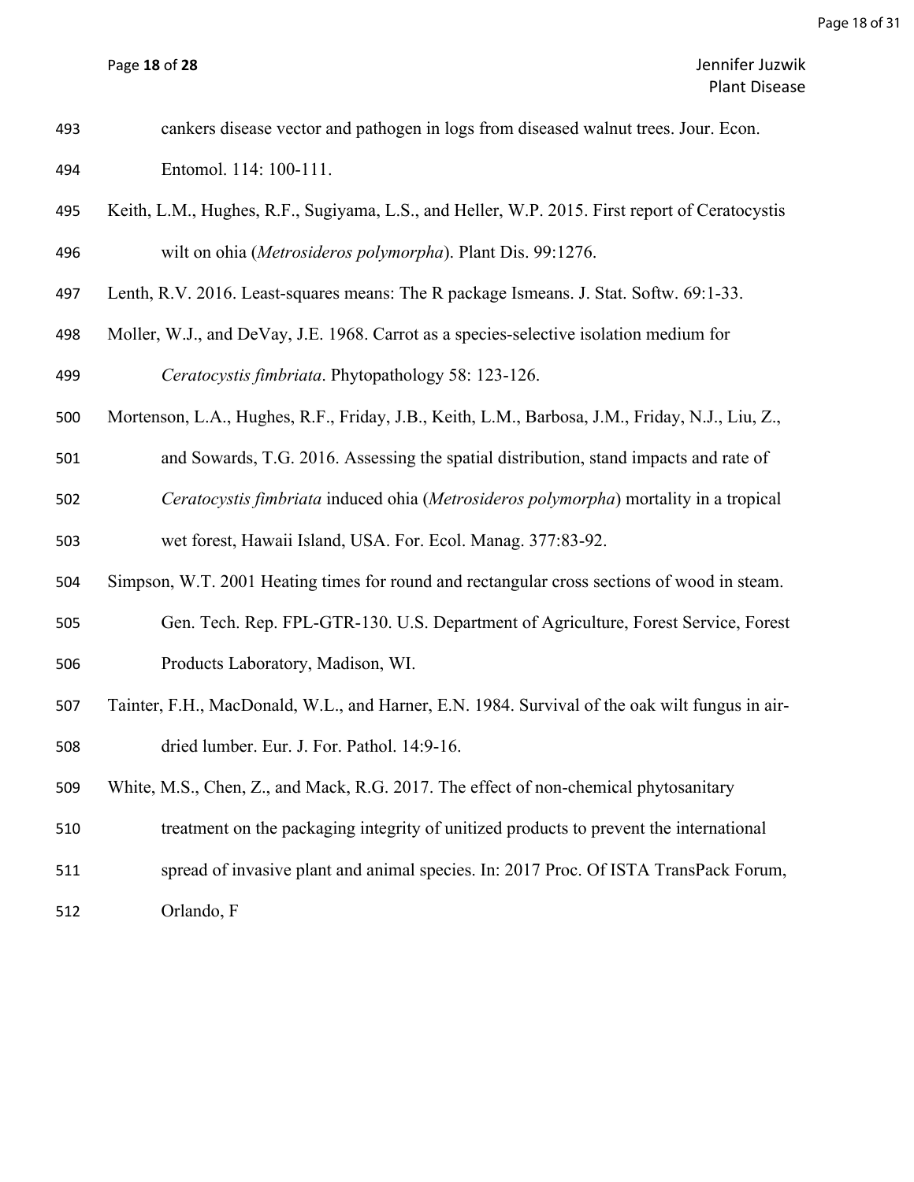cankers disease vector and pathogen in logs from diseased walnut trees. Jour. Econ. Entomol. 114: 100-111.

Keith, L.M., Hughes, R.F., Sugiyama, L.S., and Heller, W.P. 2015. First report of Ceratocystis wilt on ohia (*Metrosideros polymorpha*). Plant Dis. 99:1276.

Lenth, R.V. 2016. Least-squares means: The R package lsmeans. J. Stat. Softw. 69:1-33.

Moller, W.J., and DeVay, J.E. 1968. Carrot as a species-selective isolation medium for *Ceratocystis fimbriata*. Phytopathology 58: 123-126.

Mortenson, L.A., Hughes, R.F., Friday, J.B., Keith, L.M., Barbosa, J.M., Friday, N.J., Liu, Z., and Sowards, T.G. 2016. Assessing the spatial distribution, stand impacts and rate of *Ceratocystis fimbriata* induced ohia (*Metrosideros polymorpha*) mortality in a tropical wet forest, Hawaii Island, USA. For. Ecol. Manag. 377:83-92.

Simpson, W.T. 2001 Heating times for round and rectangular cross sections of wood in steam. Gen. Tech. Rep. FPL-GTR-130. U.S. Department of Agriculture, Forest Service, Forest Products Laboratory, Madison, WI.

Tainter, F.H., MacDonald, W.L., and Harner, E.N. 1984. Survival of the oak wilt fungus in air-dried lumber. Eur. J. For. Pathol. 14:9-16.

White, M.S., Chen, Z., and Mack, R.G. 2017. The effect of non-chemical phytosanitary treatment on the packaging integrity of unitized products to prevent the international spread of invasive plant and animal species. In: 2017 Proc. Of ISTA TransPack Forum, Orlando, F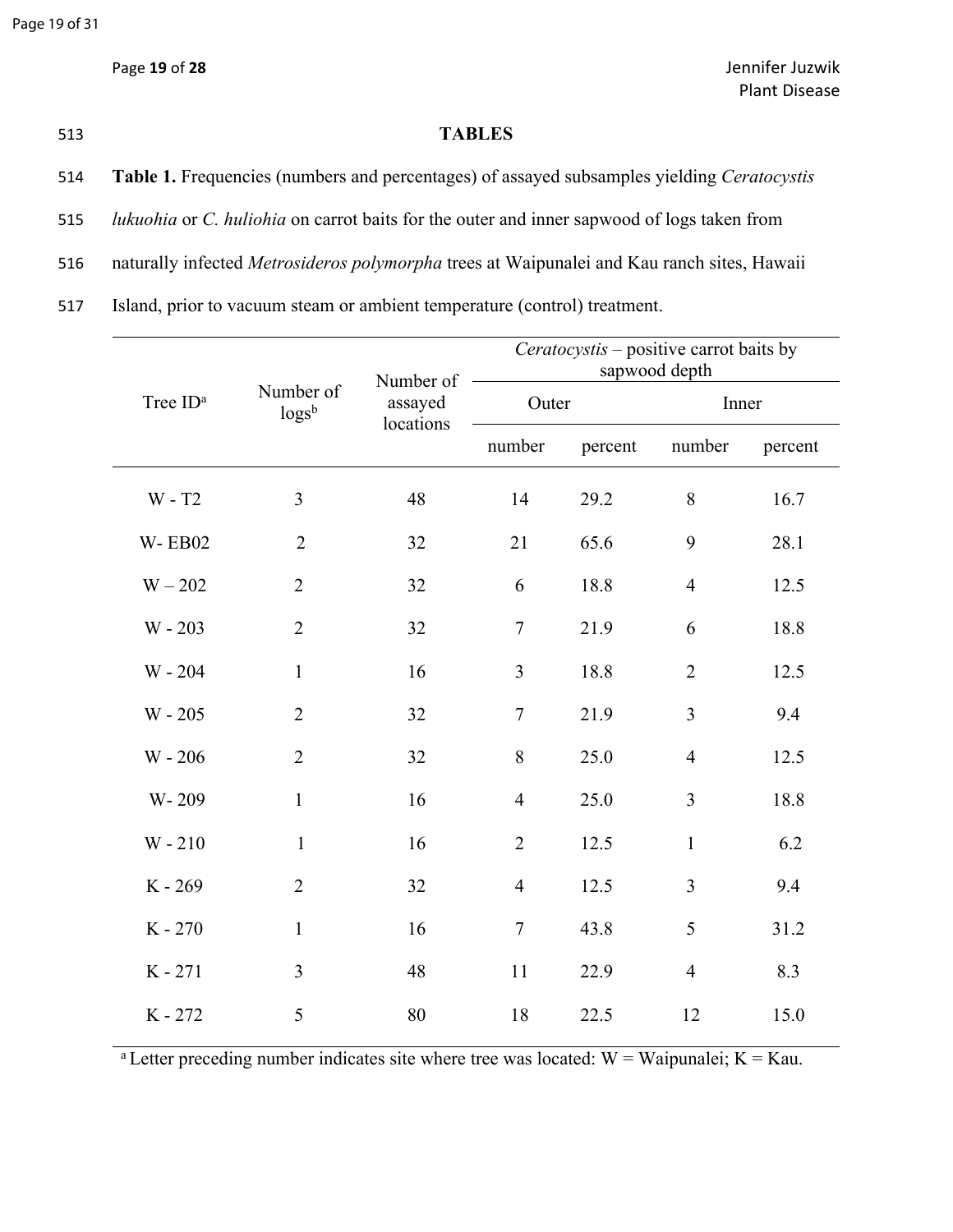## TABLES

**Table 1.** Frequencies (numbers and percentages) of assayed subsamples yielding *Ceratocystis lukuohia* or *C. huliohia* on carrot baits for the outer and inner sapwood of logs taken from naturally infected *Metrosideros polymorpha* trees at Waipunalei and Kau ranch sites, Hawaii Island, prior to vacuum steam or ambient temperature (control) treatment.

| Tree ID[a] | Number of logs[b] | Number of assayed locations | *Ceratocystis* – positive carrot baits by sapwood depth | | | |
|---|---|---|---|---|---|---|
| | | | Outer | | Inner | |
| | | | number | percent | number | percent |
| W - T2 | 3 | 48 | 14 | 29.2 | 8 | 16.7 |
| W- EB02 | 2 | 32 | 21 | 65.6 | 9 | 28.1 |
| W – 202 | 2 | 32 | 6 | 18.8 | 4 | 12.5 |
| W - 203 | 2 | 32 | 7 | 21.9 | 6 | 18.8 |
| W - 204 | 1 | 16 | 3 | 18.8 | 2 | 12.5 |
| W - 205 | 2 | 32 | 7 | 21.9 | 3 | 9.4 |
| W - 206 | 2 | 32 | 8 | 25.0 | 4 | 12.5 |
| W- 209 | 1 | 16 | 4 | 25.0 | 3 | 18.8 |
| W - 210 | 1 | 16 | 2 | 12.5 | 1 | 6.2 |
| K - 269 | 2 | 32 | 4 | 12.5 | 3 | 9.4 |
| K - 270 | 1 | 16 | 7 | 43.8 | 5 | 31.2 |
| K - 271 | 3 | 48 | 11 | 22.9 | 4 | 8.3 |
| K - 272 | 5 | 80 | 18 | 22.5 | 12 | 15.0 |

[a] Letter preceding number indicates site where tree was located: W = Waipunalei; K = Kau.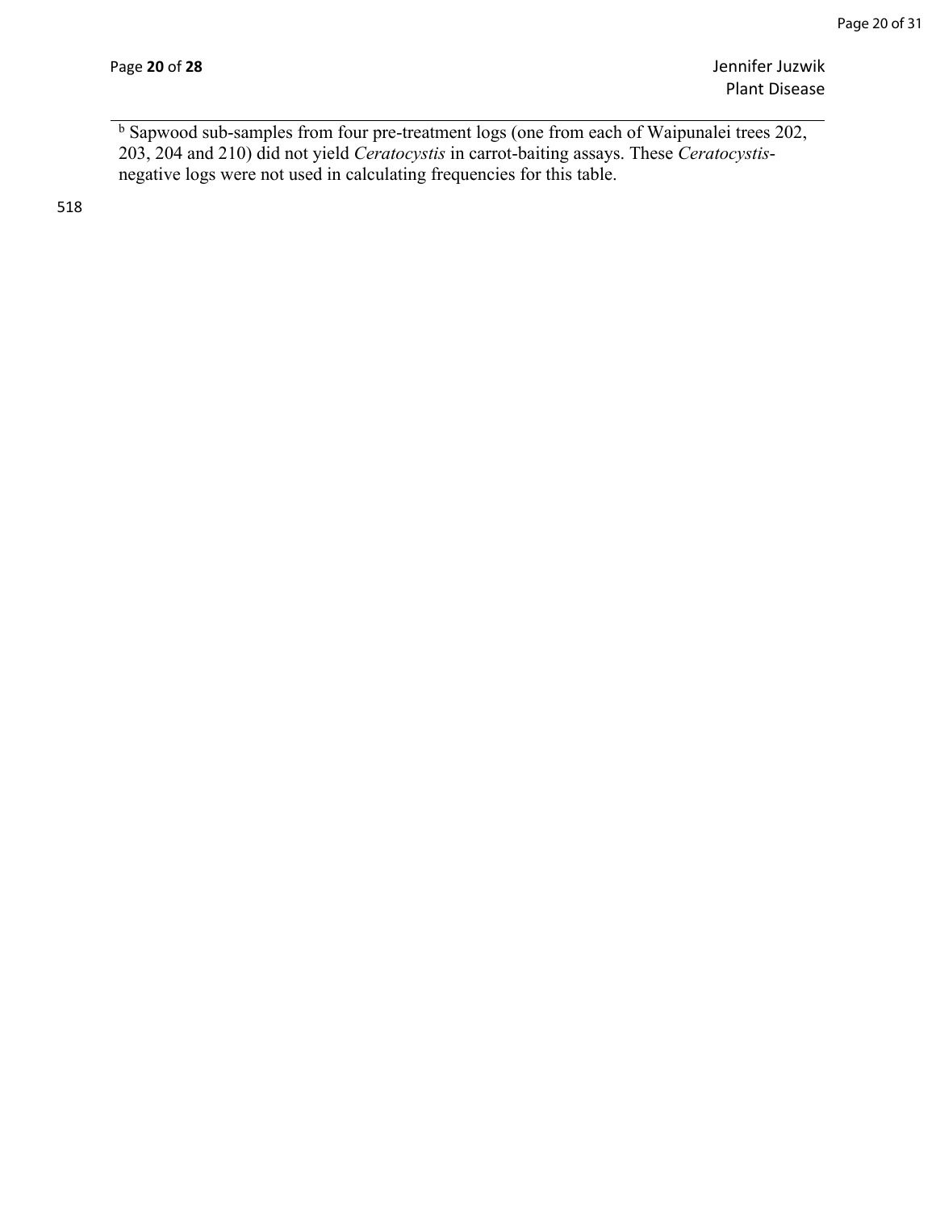[b] Sapwood sub-samples from four pre-treatment logs (one from each of Waipunalei trees 202, 203, 204 and 210) did not yield *Ceratocystis* in carrot-baiting assays. These *Ceratocystis*-negative logs were not used in calculating frequencies for this table.

518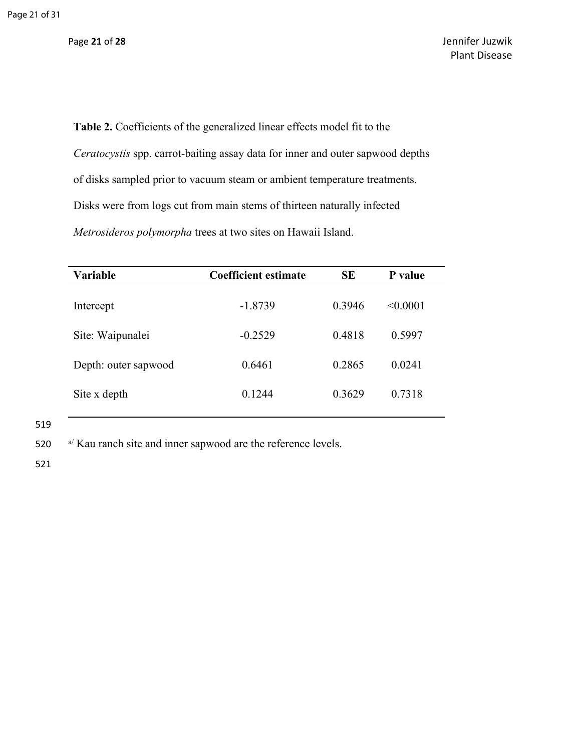**Table 2.** Coefficients of the generalized linear effects model fit to the *Ceratocystis* spp. carrot-baiting assay data for inner and outer sapwood depths of disks sampled prior to vacuum steam or ambient temperature treatments. Disks were from logs cut from main stems of thirteen naturally infected *Metrosideros polymorpha* trees at two sites on Hawaii Island.

| Variable | Coefficient estimate | SE | P value |
|---|---|---|---|
| Intercept | -1.8739 | 0.3946 | <0.0001 |
| Site: Waipunalei | -0.2529 | 0.4818 | 0.5997 |
| Depth: outer sapwood | 0.6461 | 0.2865 | 0.0241 |
| Site x depth | 0.1244 | 0.3629 | 0.7318 |

[a/] Kau ranch site and inner sapwood are the reference levels.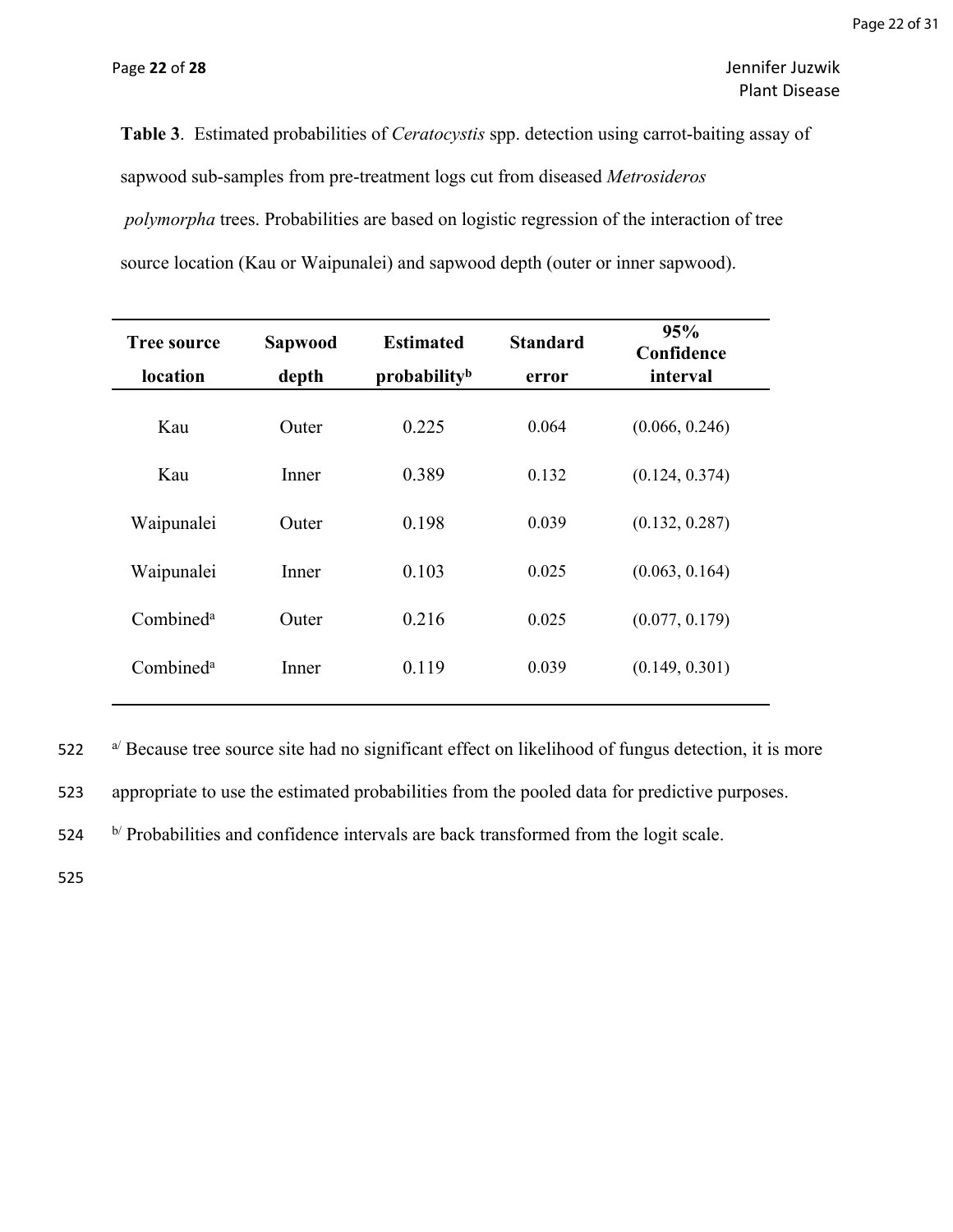**Table 3**. Estimated probabilities of *Ceratocystis* spp. detection using carrot-baiting assay of sapwood sub-samples from pre-treatment logs cut from diseased *Metrosideros polymorpha* trees. Probabilities are based on logistic regression of the interaction of tree source location (Kau or Waipunalei) and sapwood depth (outer or inner sapwood).

| Tree source location | Sapwood depth | Estimated probability[b] | Standard error | 95% Confidence interval |
|---|---|---|---|---|
| Kau | Outer | 0.225 | 0.064 | (0.066, 0.246) |
| Kau | Inner | 0.389 | 0.132 | (0.124, 0.374) |
| Waipunalei | Outer | 0.198 | 0.039 | (0.132, 0.287) |
| Waipunalei | Inner | 0.103 | 0.025 | (0.063, 0.164) |
| Combined[a] | Outer | 0.216 | 0.025 | (0.077, 0.179) |
| Combined[a] | Inner | 0.119 | 0.039 | (0.149, 0.301) |

522 [a/] Because tree source site had no significant effect on likelihood of fungus detection, it is more

523 appropriate to use the estimated probabilities from the pooled data for predictive purposes.

524 [b/] Probabilities and confidence intervals are back transformed from the logit scale.

525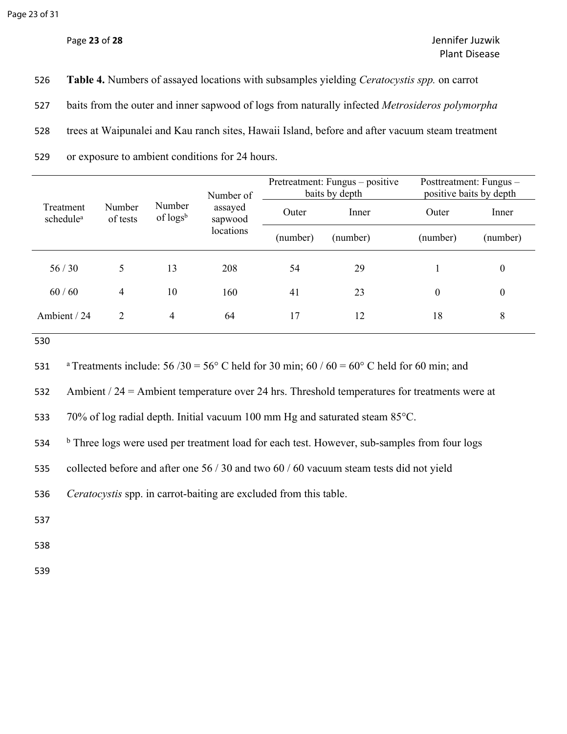**Table 4.** Numbers of assayed locations with subsamples yielding *Ceratocystis spp.* on carrot baits from the outer and inner sapwood of logs from naturally infected *Metrosideros polymorpha* trees at Waipunalei and Kau ranch sites, Hawaii Island, before and after vacuum steam treatment or exposure to ambient conditions for 24 hours.

| Treatment schedule[a] | Number of tests | Number of logs[b] | Number of assayed sapwood locations | Pretreatment: Fungus – positive baits by depth | | Posttreatment: Fungus – positive baits by depth | |
|---|---|---|---|---|---|---|---|
| | | | | Outer | Inner | Outer | Inner |
| | | | | (number) | (number) | (number) | (number) |
| 56 / 30 | 5 | 13 | 208 | 54 | 29 | 1 | 0 |
| 60 / 60 | 4 | 10 | 160 | 41 | 23 | 0 | 0 |
| Ambient / 24 | 2 | 4 | 64 | 17 | 12 | 18 | 8 |

[a] Treatments include: 56 /30 = 56° C held for 30 min; 60 / 60 = 60° C held for 60 min; and Ambient / 24 = Ambient temperature over 24 hrs. Threshold temperatures for treatments were at 70% of log radial depth. Initial vacuum 100 mm Hg and saturated steam 85°C.

[b] Three logs were used per treatment load for each test. However, sub-samples from four logs collected before and after one 56 / 30 and two 60 / 60 vacuum steam tests did not yield *Ceratocystis* spp. in carrot-baiting are excluded from this table.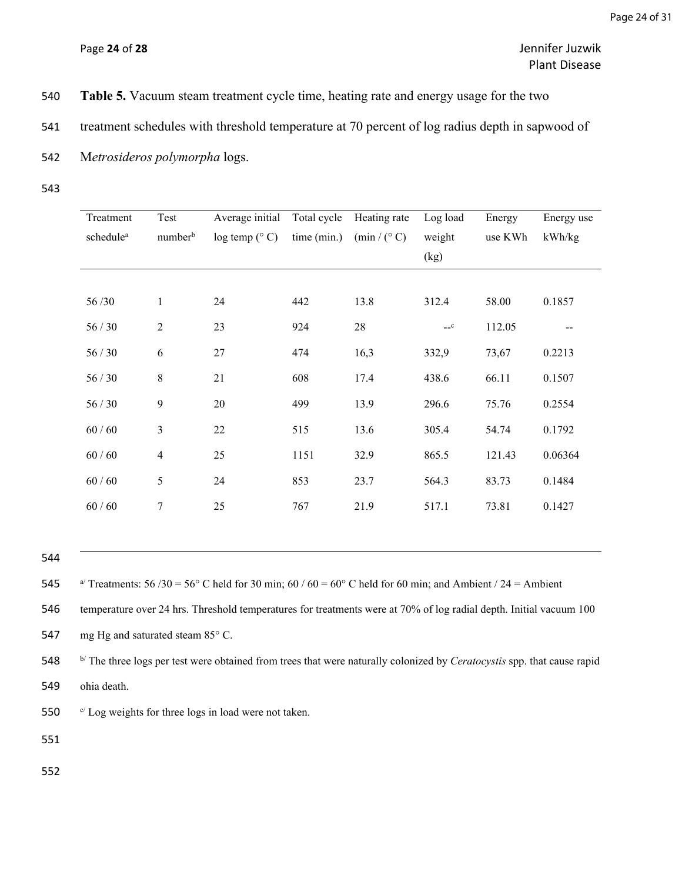**Table 5.** Vacuum steam treatment cycle time, heating rate and energy usage for the two treatment schedules with threshold temperature at 70 percent of log radius depth in sapwood of M*etrosideros polymorpha* logs.

| Treatment schedule[a] | Test number[b] | Average initial log temp (° C) | Total cycle time (min.) | Heating rate (min / (° C) | Log load weight (kg) | Energy use KWh | Energy use kWh/kg |
|---|---|---|---|---|---|---|---|
| 56 /30 | 1 | 24 | 442 | 13.8 | 312.4 | 58.00 | 0.1857 |
| 56 / 30 | 2 | 23 | 924 | 28 | --[c] | 112.05 | -- |
| 56 / 30 | 6 | 27 | 474 | 16,3 | 332,9 | 73,67 | 0.2213 |
| 56 / 30 | 8 | 21 | 608 | 17.4 | 438.6 | 66.11 | 0.1507 |
| 56 / 30 | 9 | 20 | 499 | 13.9 | 296.6 | 75.76 | 0.2554 |
| 60 / 60 | 3 | 22 | 515 | 13.6 | 305.4 | 54.74 | 0.1792 |
| 60 / 60 | 4 | 25 | 1151 | 32.9 | 865.5 | 121.43 | 0.06364 |
| 60 / 60 | 5 | 24 | 853 | 23.7 | 564.3 | 83.73 | 0.1484 |
| 60 / 60 | 7 | 25 | 767 | 21.9 | 517.1 | 73.81 | 0.1427 |

[a/] Treatments: 56 /30 = 56° C held for 30 min; 60 / 60 = 60° C held for 60 min; and Ambient / 24 = Ambient temperature over 24 hrs. Threshold temperatures for treatments were at 70% of log radial depth. Initial vacuum 100 mg Hg and saturated steam 85° C.

[b/] The three logs per test were obtained from trees that were naturally colonized by *Ceratocystis* spp. that cause rapid ohia death.

[c/] Log weights for three logs in load were not taken.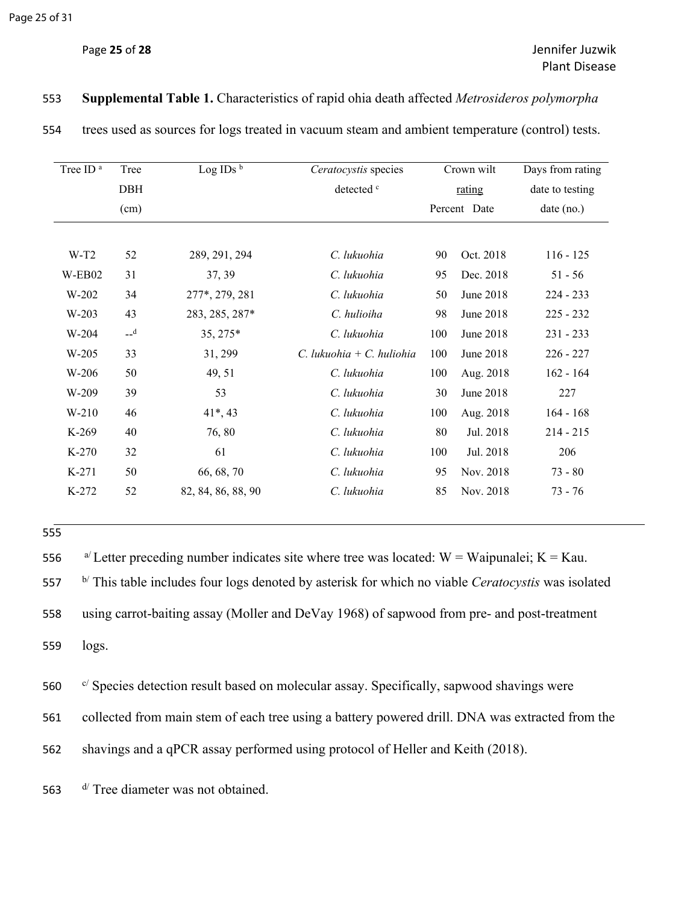**Supplemental Table 1.** Characteristics of rapid ohia death affected *Metrosideros polymorpha* trees used as sources for logs treated in vacuum steam and ambient temperature (control) tests.

| Tree ID [a] | Tree DBH (cm) | Log IDs [b] | *Ceratocystis* species detected [c] | Crown wilt rating | | Days from rating date to testing date (no.) |
|---|---|---|---|---|---|---|
| | | | | Percent | Date | |
| W-T2 | 52 | 289, 291, 294 | *C. lukuohia* | 90 | Oct. 2018 | 116 - 125 |
| W-EB02 | 31 | 37, 39 | *C. lukuohia* | 95 | Dec. 2018 | 51 - 56 |
| W-202 | 34 | 277*, 279, 281 | *C. lukuohia* | 50 | June 2018 | 224 - 233 |
| W-203 | 43 | 283, 285, 287* | *C. hulioiha* | 98 | June 2018 | 225 - 232 |
| W-204 | --[d] | 35, 275* | *C. lukuohia* | 100 | June 2018 | 231 - 233 |
| W-205 | 33 | 31, 299 | *C. lukuohia* + *C. huliohia* | 100 | June 2018 | 226 - 227 |
| W-206 | 50 | 49, 51 | *C. lukuohia* | 100 | Aug. 2018 | 162 - 164 |
| W-209 | 39 | 53 | *C. lukuohia* | 30 | June 2018 | 227 |
| W-210 | 46 | 41*, 43 | *C. lukuohia* | 100 | Aug. 2018 | 164 - 168 |
| K-269 | 40 | 76, 80 | *C. lukuohia* | 80 | Jul. 2018 | 214 - 215 |
| K-270 | 32 | 61 | *C. lukuohia* | 100 | Jul. 2018 | 206 |
| K-271 | 50 | 66, 68, 70 | *C. lukuohia* | 95 | Nov. 2018 | 73 - 80 |
| K-272 | 52 | 82, 84, 86, 88, 90 | *C. lukuohia* | 85 | Nov. 2018 | 73 - 76 |

[a/] Letter preceding number indicates site where tree was located: W = Waipunalei; K = Kau.

[b/] This table includes four logs denoted by asterisk for which no viable *Ceratocystis* was isolated using carrot-baiting assay (Moller and DeVay 1968) of sapwood from pre- and post-treatment logs.

[c/] Species detection result based on molecular assay. Specifically, sapwood shavings were collected from main stem of each tree using a battery powered drill. DNA was extracted from the shavings and a qPCR assay performed using protocol of Heller and Keith (2018).

[d/] Tree diameter was not obtained.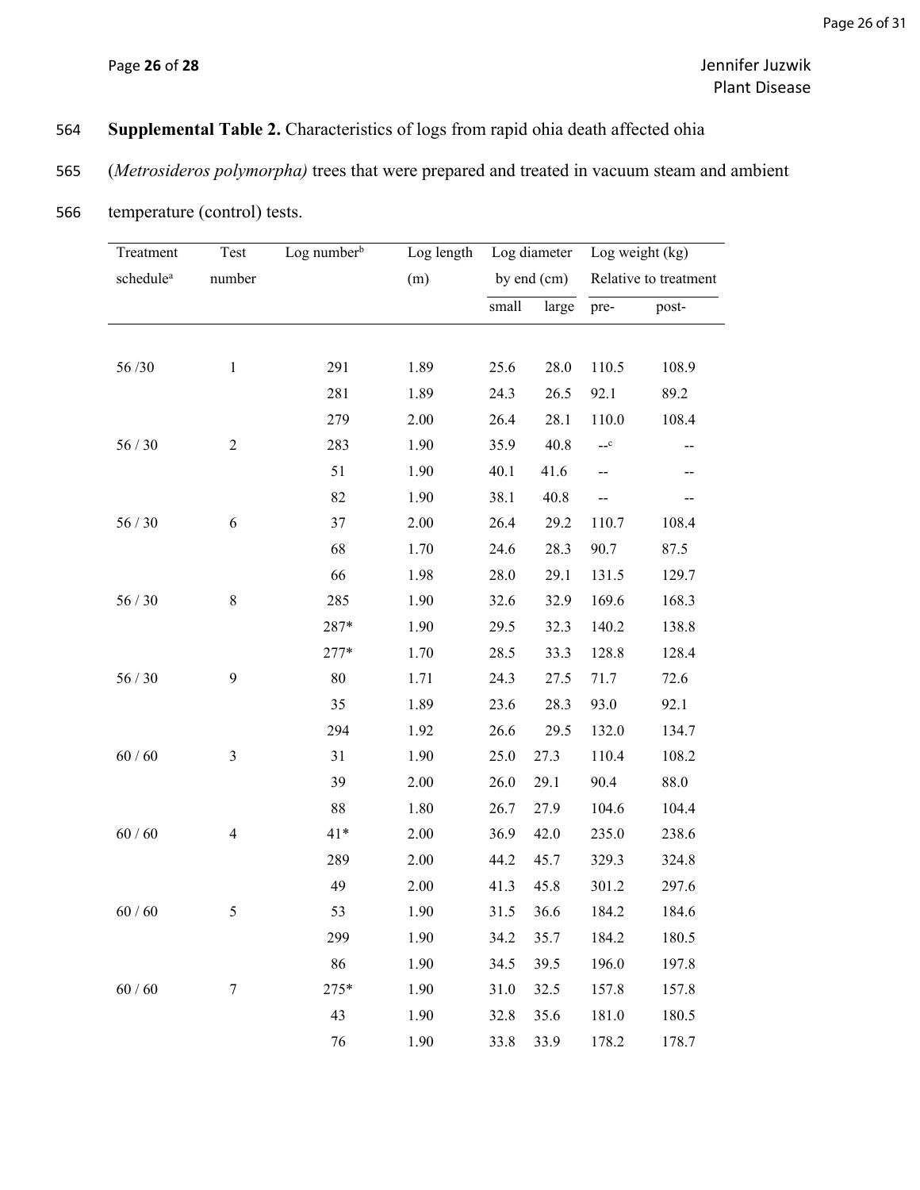**Supplemental Table 2.** Characteristics of logs from rapid ohia death affected ohia (*Metrosideros polymorpha)* trees that were prepared and treated in vacuum steam and ambient temperature (control) tests.

| Treatment schedule[a] | Test number | Log number[b] | Log length (m) | Log diameter by end (cm) | | Log weight (kg) Relative to treatment | |
|---|---|---|---|---|---|---|---|
| | | | | small | large | pre- | post- |
| 56 /30 | 1 | 291 | 1.89 | 25.6 | 28.0 | 110.5 | 108.9 |
| | | 281 | 1.89 | 24.3 | 26.5 | 92.1 | 89.2 |
| | | 279 | 2.00 | 26.4 | 28.1 | 110.0 | 108.4 |
| 56 / 30 | 2 | 283 | 1.90 | 35.9 | 40.8 | --[c] | -- |
| | | 51 | 1.90 | 40.1 | 41.6 | -- | -- |
| | | 82 | 1.90 | 38.1 | 40.8 | -- | -- |
| 56 / 30 | 6 | 37 | 2.00 | 26.4 | 29.2 | 110.7 | 108.4 |
| | | 68 | 1.70 | 24.6 | 28.3 | 90.7 | 87.5 |
| | | 66 | 1.98 | 28.0 | 29.1 | 131.5 | 129.7 |
| 56 / 30 | 8 | 285 | 1.90 | 32.6 | 32.9 | 169.6 | 168.3 |
| | | 287* | 1.90 | 29.5 | 32.3 | 140.2 | 138.8 |
| | | 277* | 1.70 | 28.5 | 33.3 | 128.8 | 128.4 |
| 56 / 30 | 9 | 80 | 1.71 | 24.3 | 27.5 | 71.7 | 72.6 |
| | | 35 | 1.89 | 23.6 | 28.3 | 93.0 | 92.1 |
| | | 294 | 1.92 | 26.6 | 29.5 | 132.0 | 134.7 |
| 60 / 60 | 3 | 31 | 1.90 | 25.0 | 27.3 | 110.4 | 108.2 |
| | | 39 | 2.00 | 26.0 | 29.1 | 90.4 | 88.0 |
| | | 88 | 1.80 | 26.7 | 27.9 | 104.6 | 104.4 |
| 60 / 60 | 4 | 41* | 2.00 | 36.9 | 42.0 | 235.0 | 238.6 |
| | | 289 | 2.00 | 44.2 | 45.7 | 329.3 | 324.8 |
| | | 49 | 2.00 | 41.3 | 45.8 | 301.2 | 297.6 |
| 60 / 60 | 5 | 53 | 1.90 | 31.5 | 36.6 | 184.2 | 184.6 |
| | | 299 | 1.90 | 34.2 | 35.7 | 184.2 | 180.5 |
| | | 86 | 1.90 | 34.5 | 39.5 | 196.0 | 197.8 |
| 60 / 60 | 7 | 275* | 1.90 | 31.0 | 32.5 | 157.8 | 157.8 |
| | | 43 | 1.90 | 32.8 | 35.6 | 181.0 | 180.5 |
| | | 76 | 1.90 | 33.8 | 33.9 | 178.2 | 178.7 |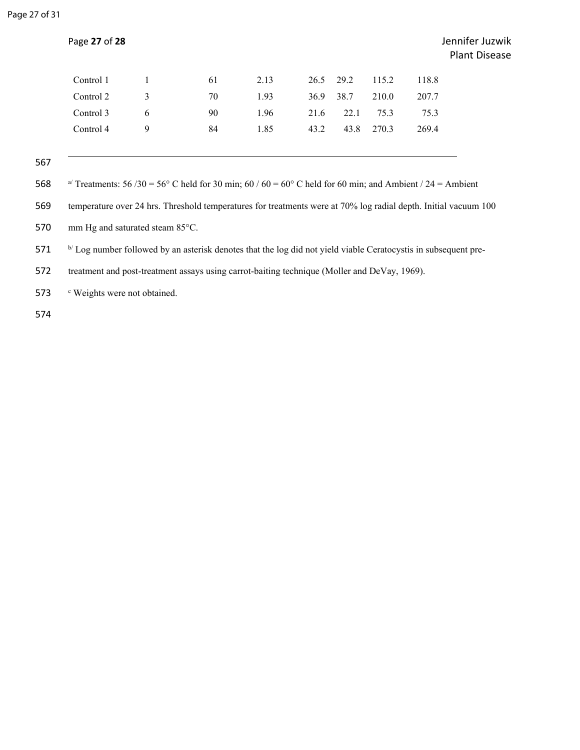| | | | | | | | |
|---|---|---|---|---|---|---|---|
| Control 1 | 1 | 61 | 2.13 | 26.5 | 29.2 | 115.2 | 118.8 |
| Control 2 | 3 | 70 | 1.93 | 36.9 | 38.7 | 210.0 | 207.7 |
| Control 3 | 6 | 90 | 1.96 | 21.6 | 22.1 | 75.3 | 75.3 |
| Control 4 | 9 | 84 | 1.85 | 43.2 | 43.8 | 270.3 | 269.4 |

[a/] Treatments: 56 /30 = 56° C held for 30 min; 60 / 60 = 60° C held for 60 min; and Ambient / 24 = Ambient temperature over 24 hrs. Threshold temperatures for treatments were at 70% log radial depth. Initial vacuum 100 mm Hg and saturated steam 85°C.

[b/] Log number followed by an asterisk denotes that the log did not yield viable Ceratocystis in subsequent pre-treatment and post-treatment assays using carrot-baiting technique (Moller and DeVay, 1969).

[c] Weights were not obtained.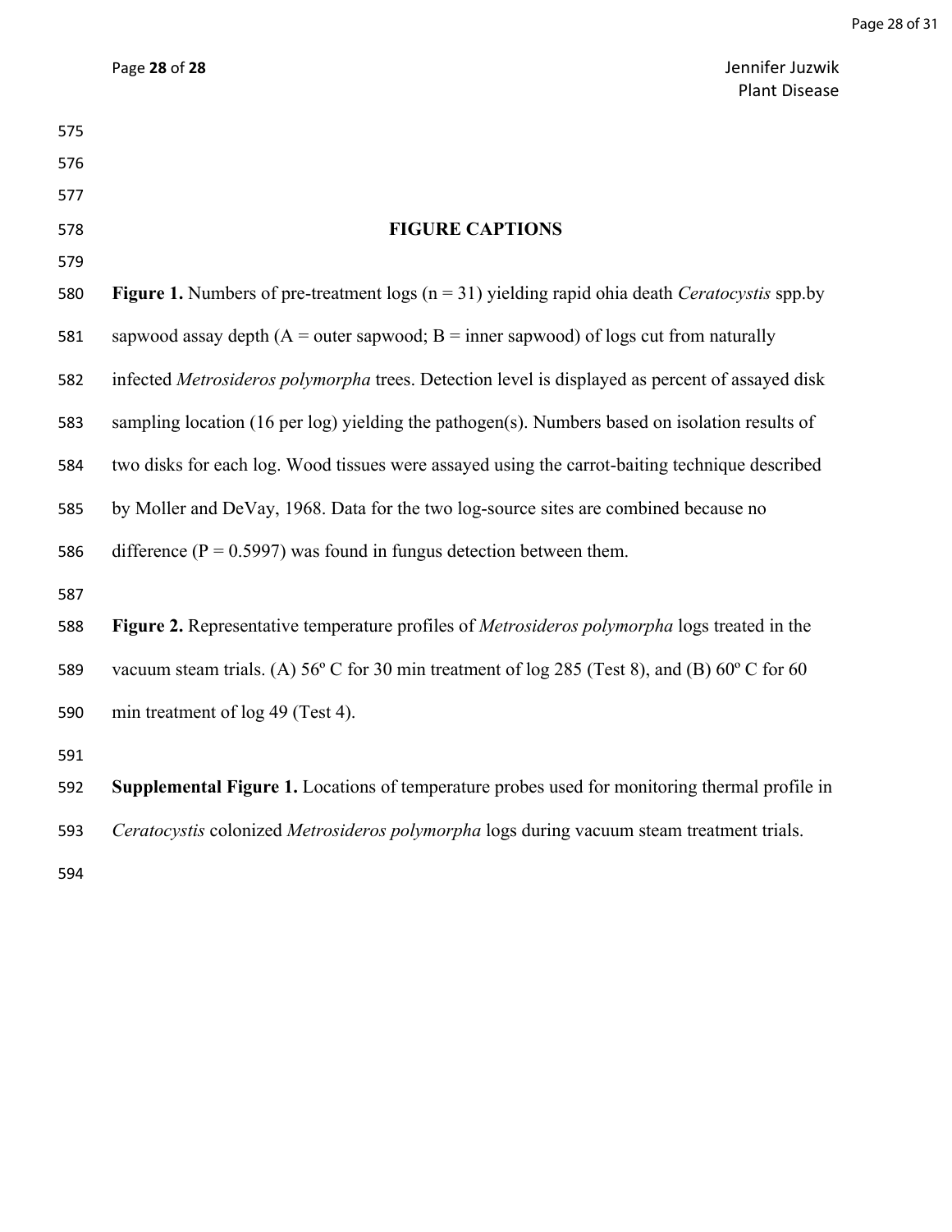## FIGURE CAPTIONS

**Figure 1.** Numbers of pre-treatment logs (n = 31) yielding rapid ohia death *Ceratocystis* spp.by sapwood assay depth (A = outer sapwood; B = inner sapwood) of logs cut from naturally infected *Metrosideros polymorpha* trees. Detection level is displayed as percent of assayed disk sampling location (16 per log) yielding the pathogen(s). Numbers based on isolation results of two disks for each log. Wood tissues were assayed using the carrot-baiting technique described by Moller and DeVay, 1968. Data for the two log-source sites are combined because no difference (P = 0.5997) was found in fungus detection between them.

**Figure 2.** Representative temperature profiles of *Metrosideros polymorpha* logs treated in the vacuum steam trials. (A) 56º C for 30 min treatment of log 285 (Test 8), and (B) 60º C for 60 min treatment of log 49 (Test 4).

**Supplemental Figure 1.** Locations of temperature probes used for monitoring thermal profile in *Ceratocystis* colonized *Metrosideros polymorpha* logs during vacuum steam treatment trials.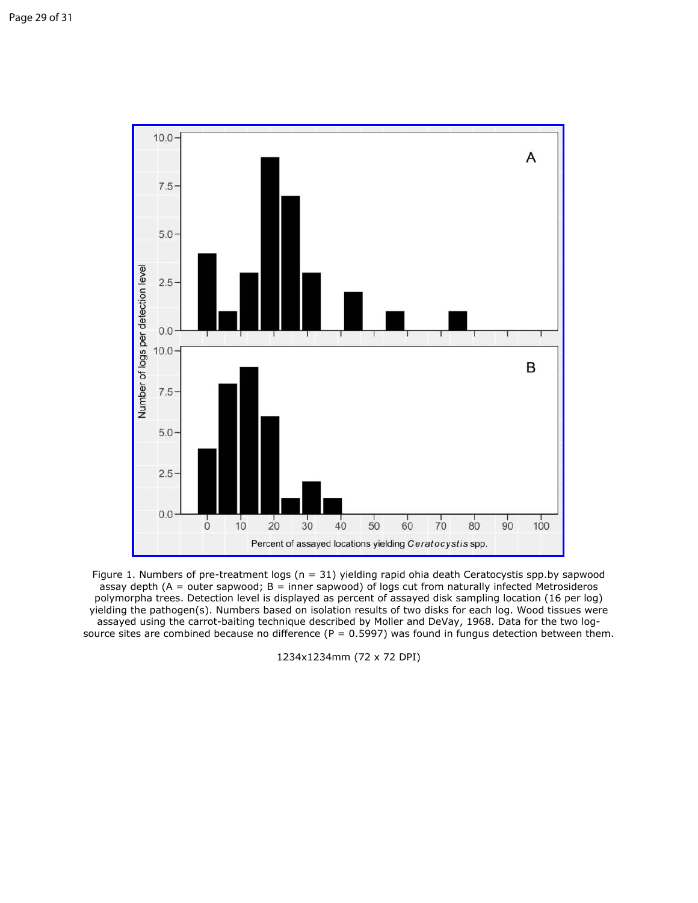Figure 1. Numbers of pre-treatment logs (n = 31) yielding rapid ohia death Ceratocystis spp.by sapwood assay depth (A = outer sapwood; B = inner sapwood) of logs cut from naturally infected Metrosideros polymorpha trees. Detection level is displayed as percent of assayed disk sampling location (16 per log) yielding the pathogen(s). Numbers based on isolation results of two disks for each log. Wood tissues were assayed using the carrot-baiting technique described by Moller and DeVay, 1968. Data for the two log-source sites are combined because no difference (P = 0.5997) was found in fungus detection between them.

1234x1234mm (72 x 72 DPI)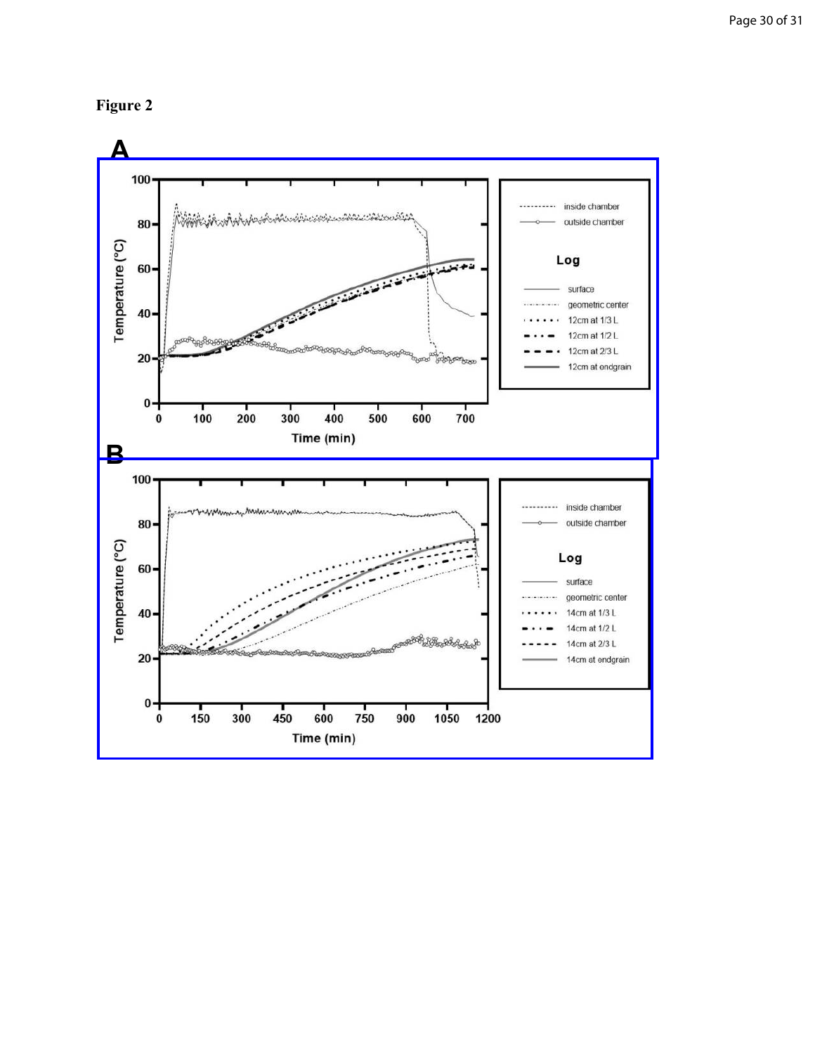Figure 2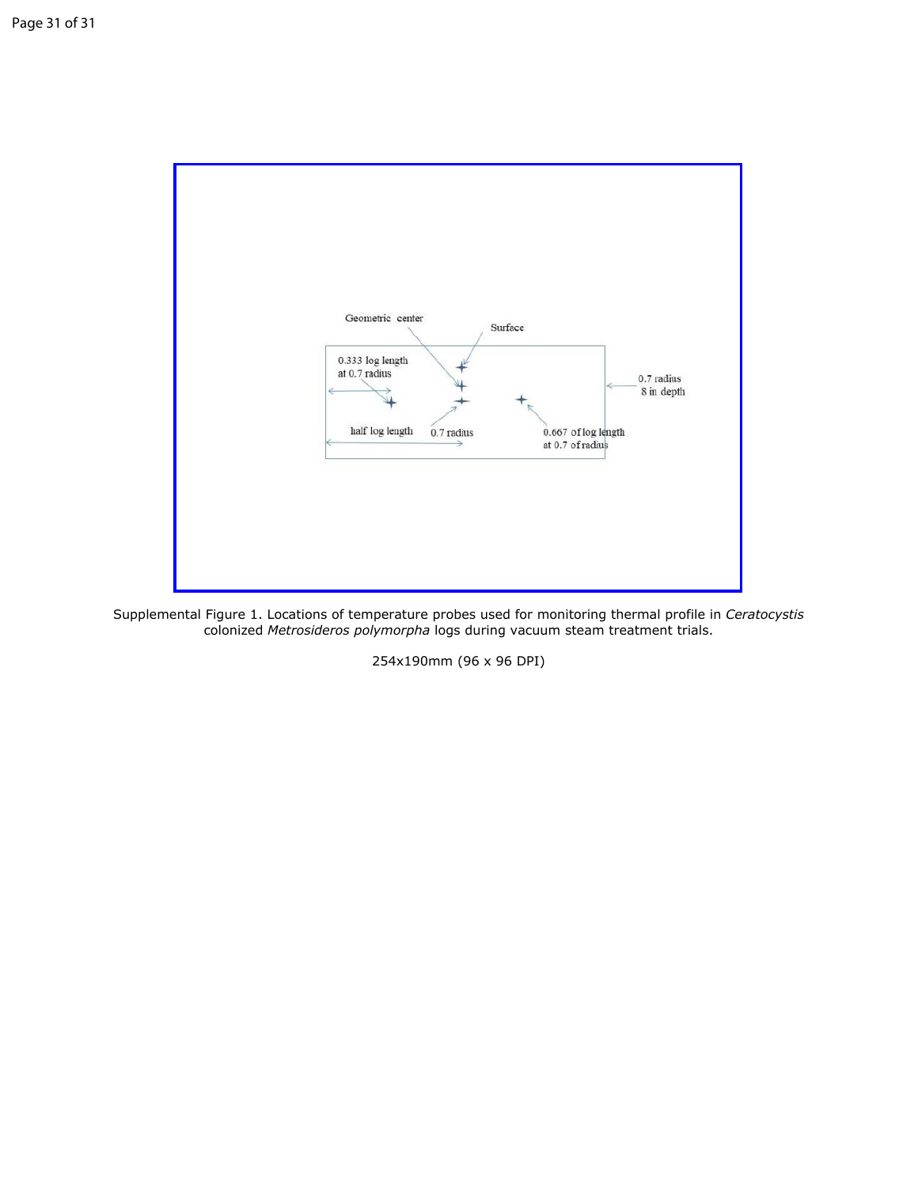Geometric center

Surface

0.333 log length
at 0.7 radius

0.7 radius
8 in depth

half log length

0.7 radius

0.667 of log length
at 0.7 of radius

Supplemental Figure 1. Locations of temperature probes used for monitoring thermal profile in *Ceratocystis* colonized *Metrosideros polymorpha* logs during vacuum steam treatment trials.

254x190mm (96 x 96 DPI)